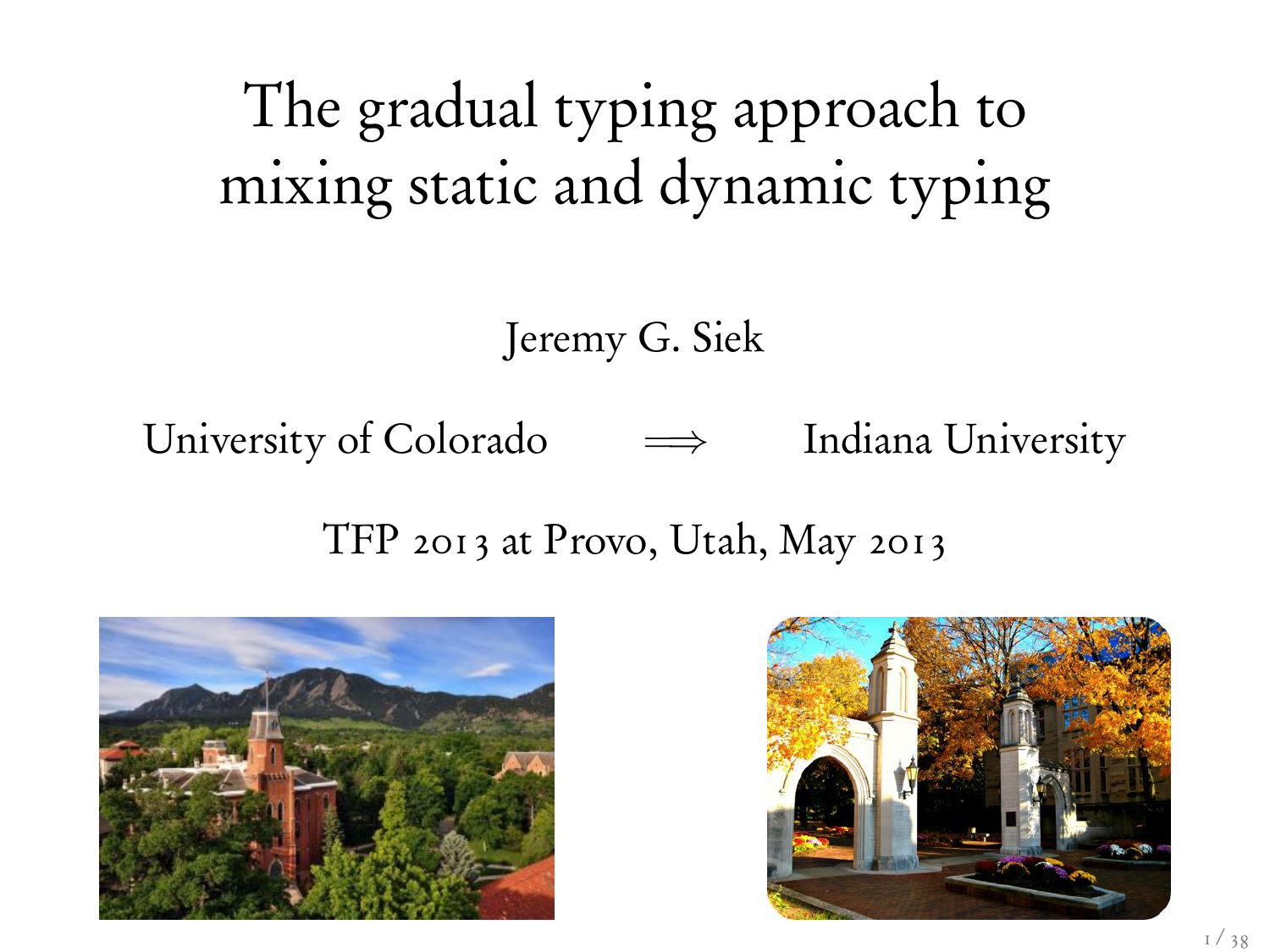# The gradual typing approach to mixing static and dynamic typing

Jeremy G. Siek

University of Colorado $\Longrightarrow$ Indiana University

TFP 2013 at Provo, Utah, May 2013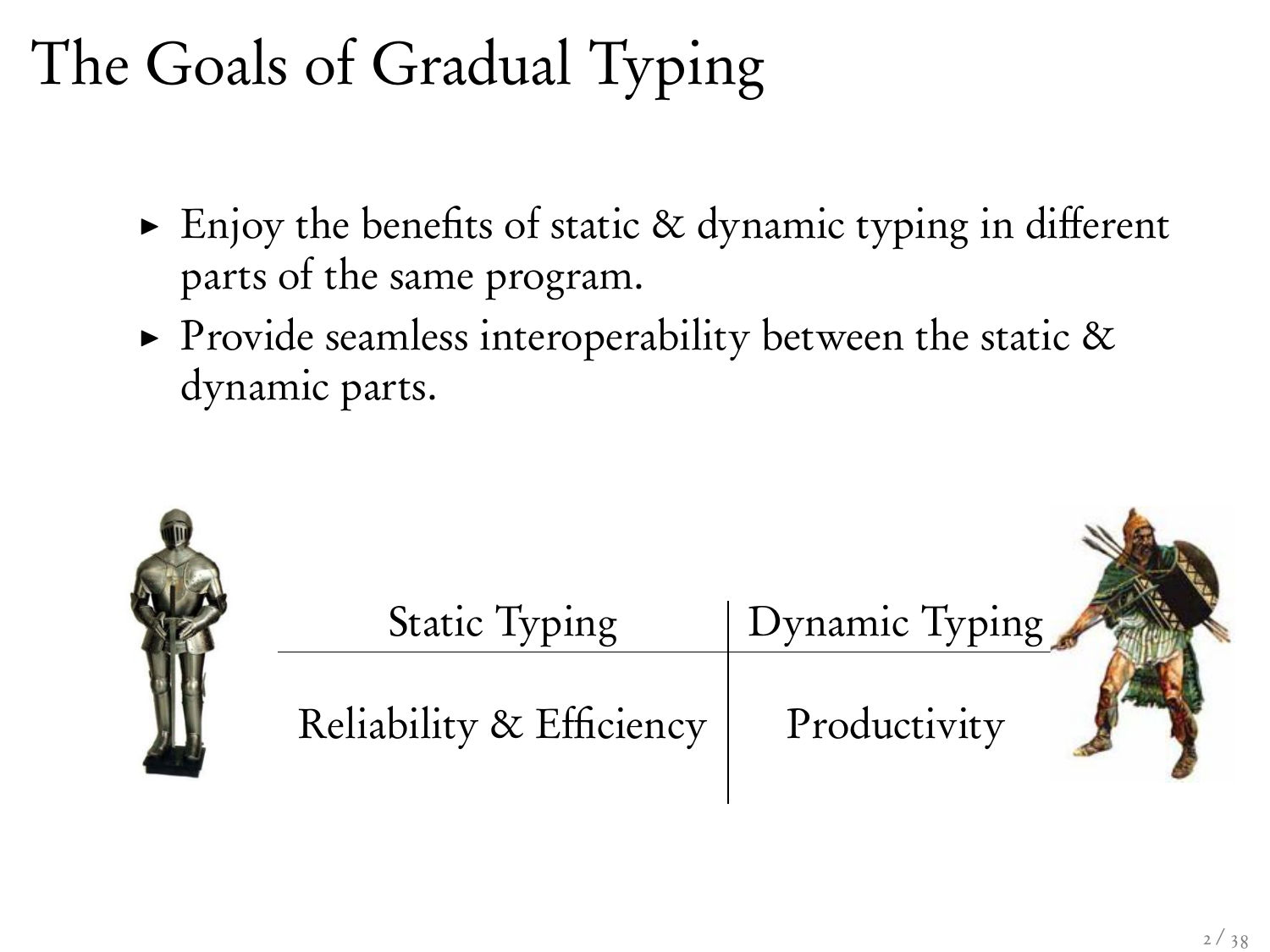# The Goals of Gradual Typing

- Enjoy the benefits of static & dynamic typing in different parts of the same program.
- Provide seamless interoperability between the static & dynamic parts.

| Static Typing | Dynamic Typing |
| --- | --- |
| Reliability & Efficiency | Productivity |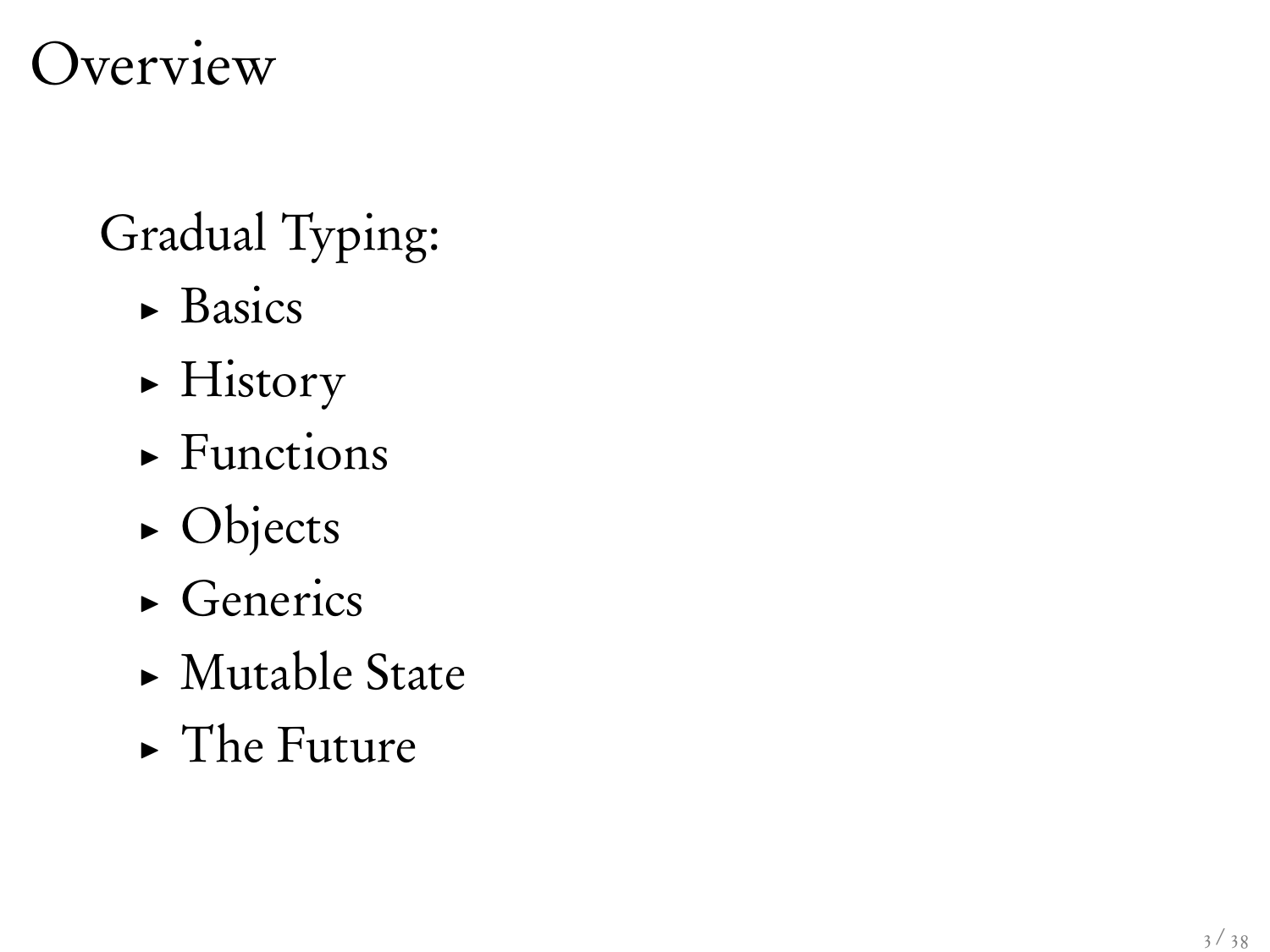# Overview

Gradual Typing:

- Basics
- History
- Functions
- Objects
- Generics
- Mutable State
- The Future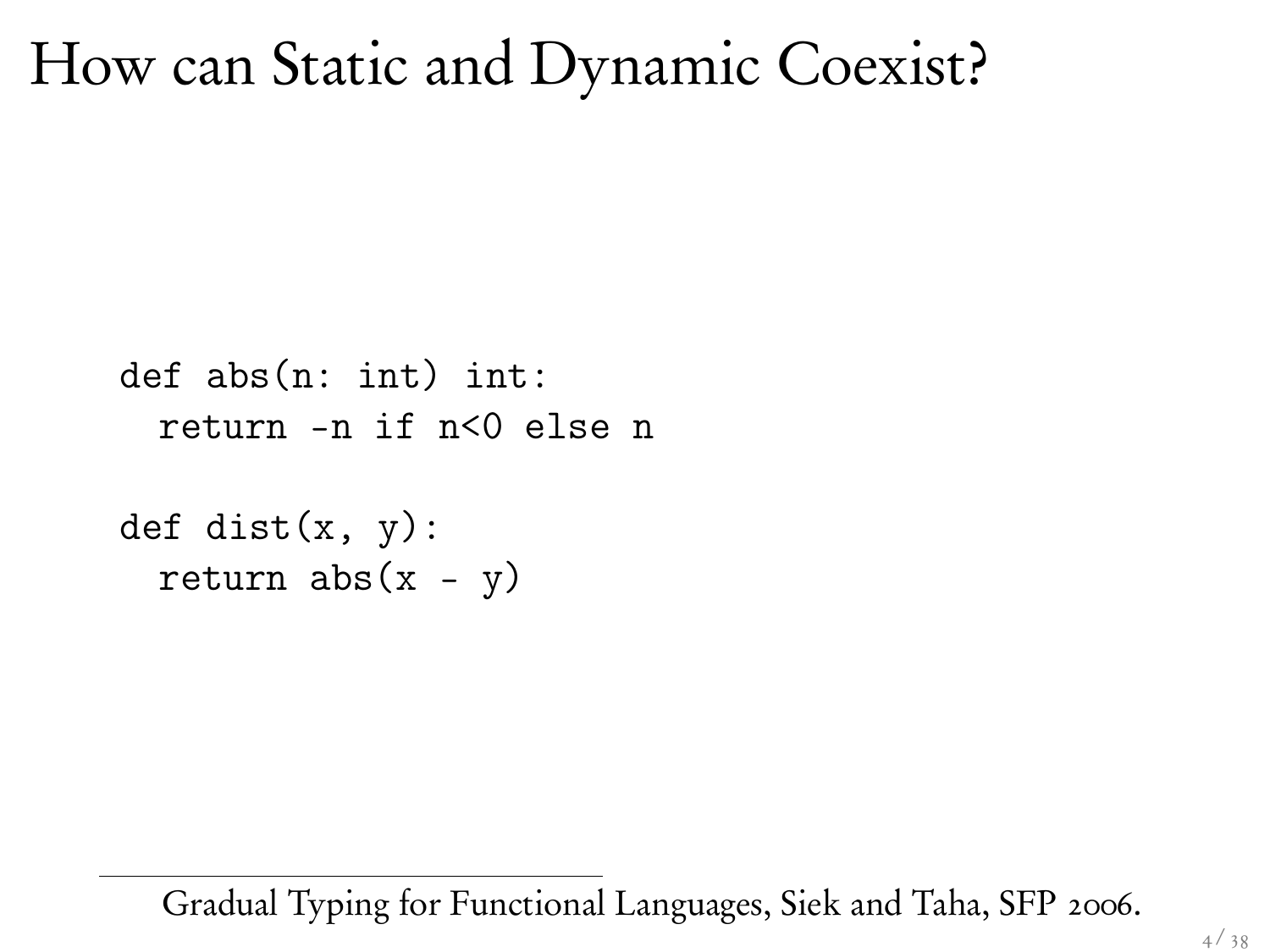# How can Static and Dynamic Coexist?

```
def abs(n: int) int:
  return -n if n<0 else n

def dist(x, y):
  return abs(x - y)
```

Gradual Typing for Functional Languages, Siek and Taha, SFP 2006.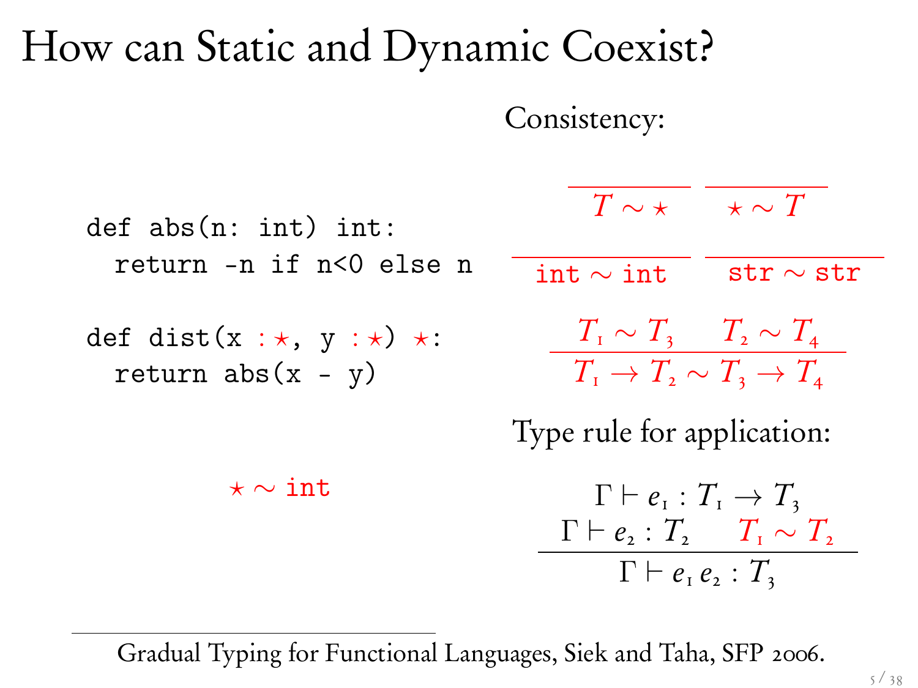# How can Static and Dynamic Coexist?

```
def abs(n: int) int:
  return -n if n<0 else n

def dist(x :⋆, y :⋆) ⋆:
  return abs(x - y)
```

$\star \sim \texttt{int}$

Consistency:

$$\frac{}{T \sim \star} \qquad \frac{}{\star \sim T}$$

$$\frac{}{\texttt{int} \sim \texttt{int}} \qquad \frac{}{\texttt{str} \sim \texttt{str}}$$

$$\frac{T_1 \sim T_3 \qquad T_2 \sim T_4}{T_1 \to T_2 \sim T_3 \to T_4}$$

Type rule for application:

$$\frac{\Gamma \vdash e_1 : T_1 \to T_3 \qquad \Gamma \vdash e_2 : T_2 \qquad T_1 \sim T_2}{\Gamma \vdash e_1\, e_2 : T_3}$$

Gradual Typing for Functional Languages, Siek and Taha, SFP 2006.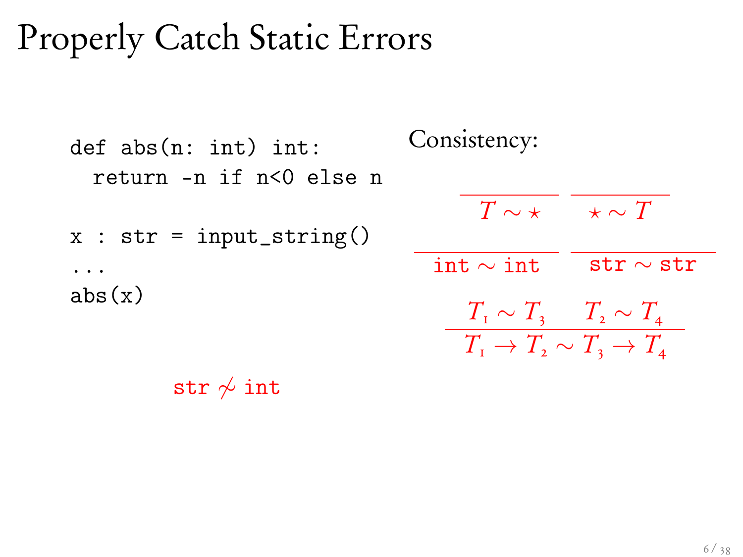# Properly Catch Static Errors

```
def abs(n: int) int:
  return -n if n<0 else n

x : str = input_string()
...
abs(x)
```

$$\texttt{str} \not\sim \texttt{int}$$

Consistency:

$$\frac{}{T \sim \star} \qquad \frac{}{\star \sim T}$$

$$\frac{}{\texttt{int} \sim \texttt{int}} \qquad \frac{}{\texttt{str} \sim \texttt{str}}$$

$$\frac{T_1 \sim T_3 \qquad T_2 \sim T_4}{T_1 \to T_2 \sim T_3 \to T_4}$$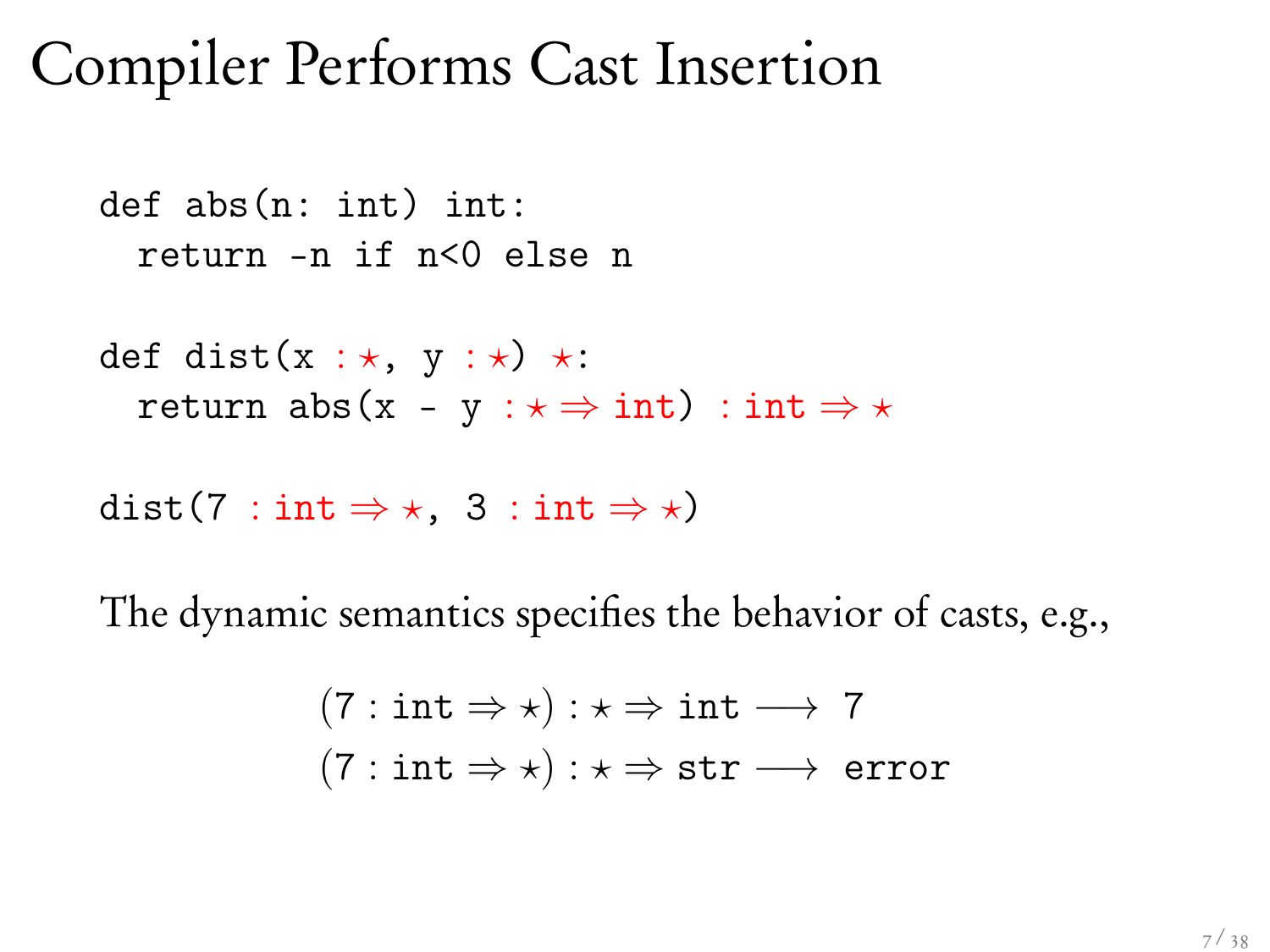# Compiler Performs Cast Insertion

```
def abs(n: int) int:
  return -n if n<0 else n

def dist(x : ⋆, y : ⋆) ⋆:
  return abs(x - y : ⋆ ⇒ int) : int ⇒ ⋆

dist(7 : int ⇒ ⋆, 3 : int ⇒ ⋆)
```

The dynamic semantics specifies the behavior of casts, e.g.,

$$(7 : \mathtt{int} \Rightarrow \star) : \star \Rightarrow \mathtt{int} \longrightarrow 7$$

$$(7 : \mathtt{int} \Rightarrow \star) : \star \Rightarrow \mathtt{str} \longrightarrow \mathtt{error}$$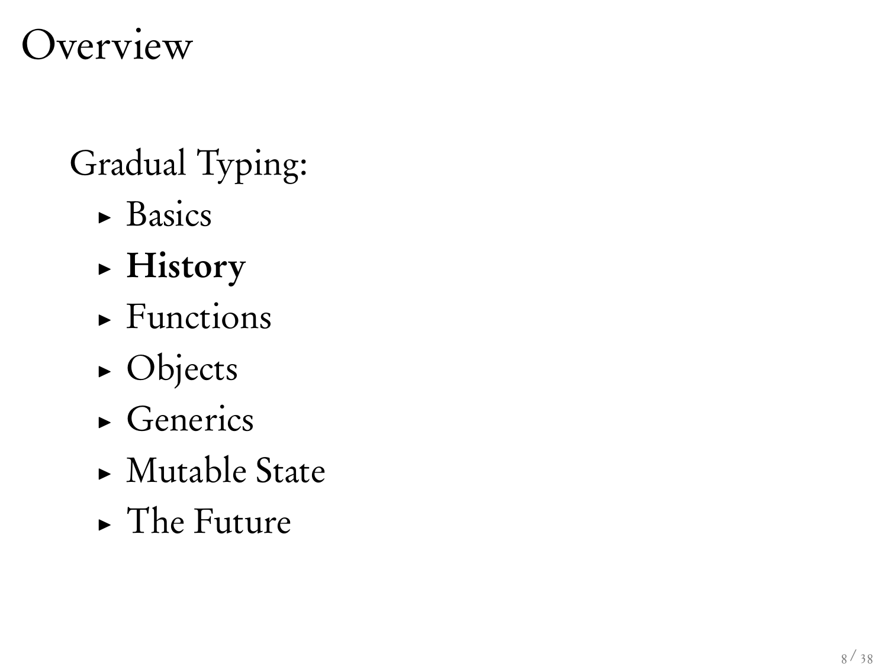# Overview

Gradual Typing:

- Basics
- **History**
- Functions
- Objects
- Generics
- Mutable State
- The Future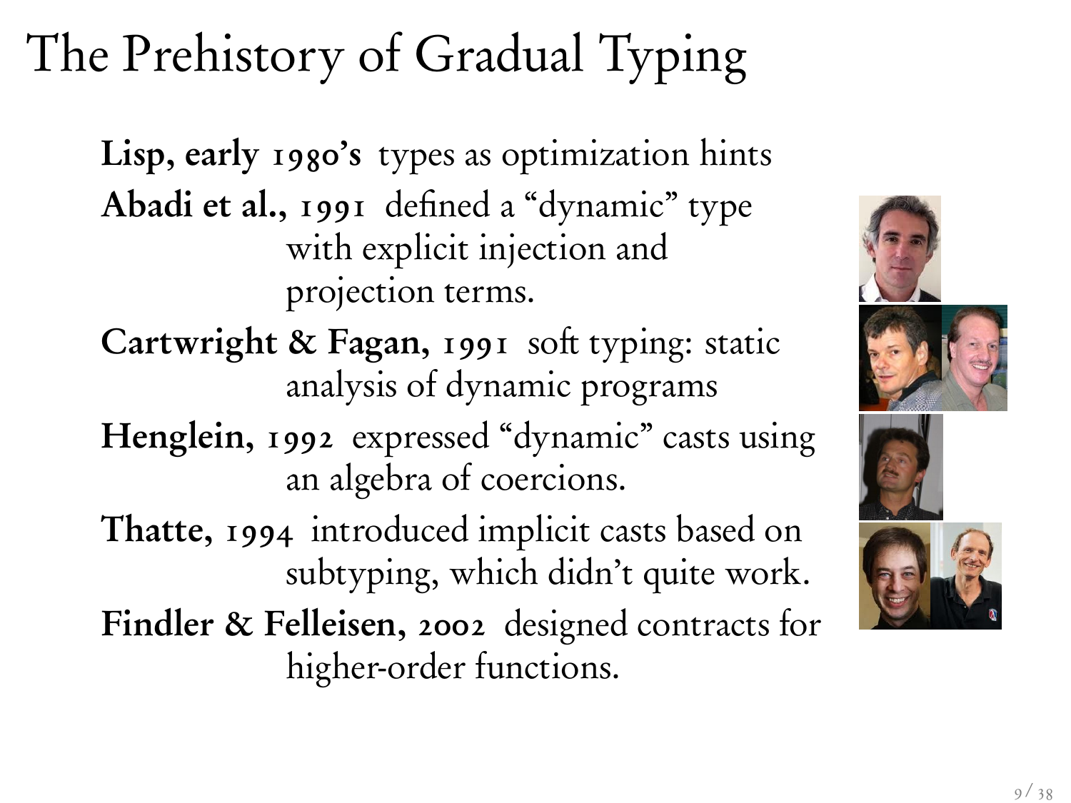# The Prehistory of Gradual Typing

**Lisp, early 1980's** types as optimization hints

**Abadi et al., 1991** defined a "dynamic" type with explicit injection and projection terms.

**Cartwright & Fagan, 1991** soft typing: static analysis of dynamic programs

**Henglein, 1992** expressed "dynamic" casts using an algebra of coercions.

**Thatte, 1994** introduced implicit casts based on subtyping, which didn't quite work.

**Findler & Felleisen, 2002** designed contracts for higher-order functions.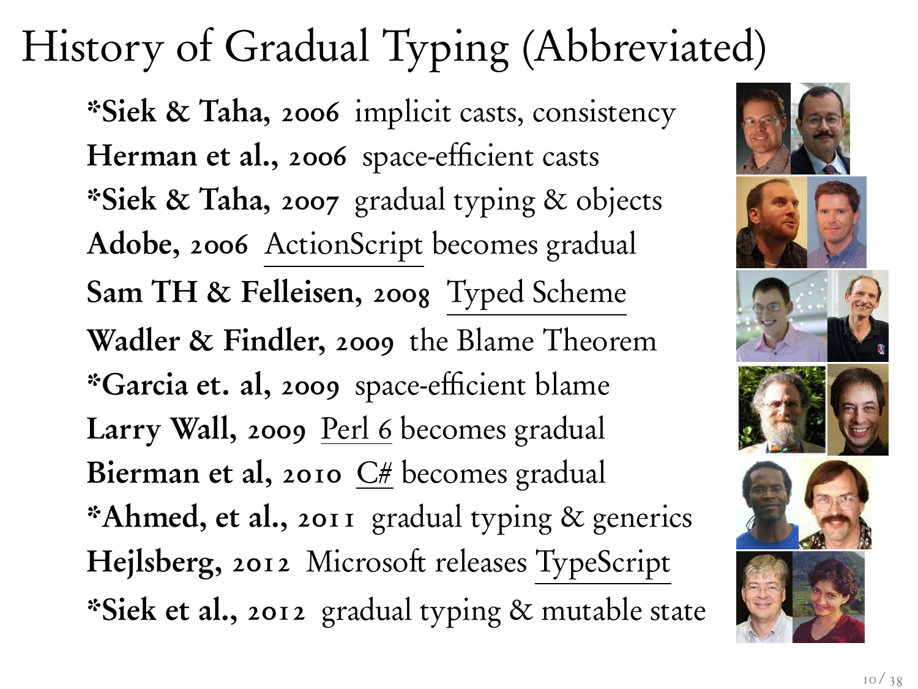# History of Gradual Typing (Abbreviated)

- ***Siek & Taha, 2006** implicit casts, consistency
- **Herman et al., 2006** space-efficient casts
- ***Siek & Taha, 2007** gradual typing & objects
- **Adobe, 2006** ActionScript becomes gradual
- **Sam TH & Felleisen, 2008** Typed Scheme
- **Wadler & Findler, 2009** the Blame Theorem
- ***Garcia et. al, 2009** space-efficient blame
- **Larry Wall, 2009** Perl 6 becomes gradual
- **Bierman et al, 2010** C# becomes gradual
- ***Ahmed, et al., 2011** gradual typing & generics
- **Hejlsberg, 2012** Microsoft releases TypeScript
- ***Siek et al., 2012** gradual typing & mutable state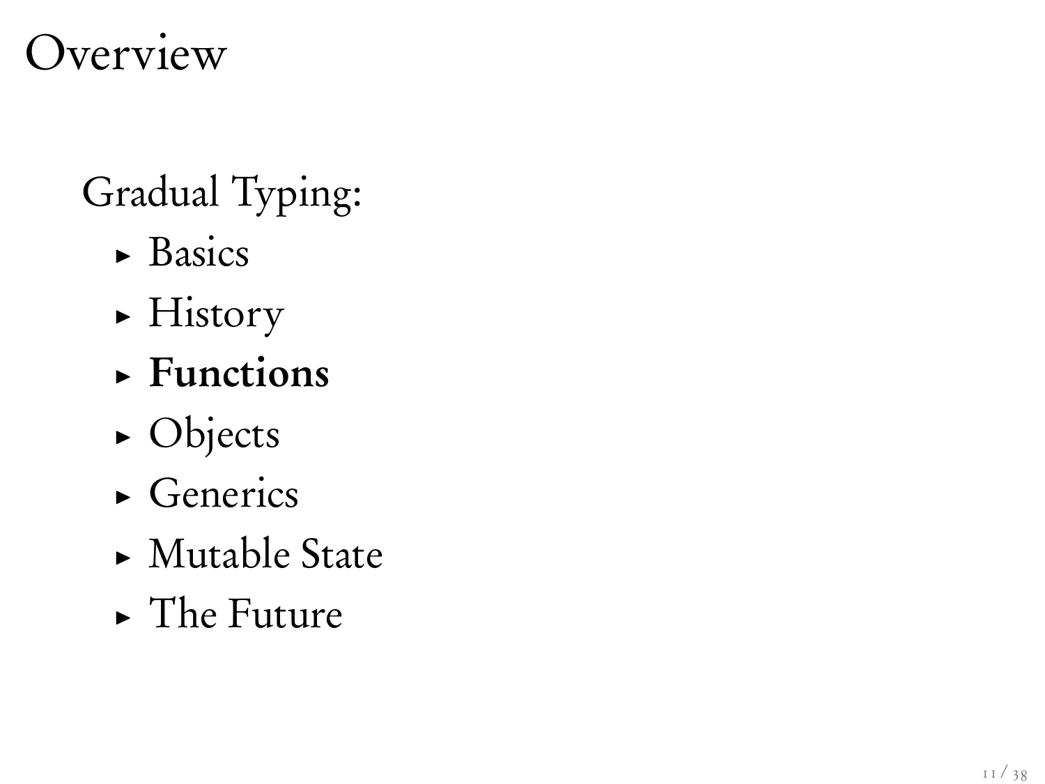# Overview

Gradual Typing:

- Basics
- History
- **Functions**
- Objects
- Generics
- Mutable State
- The Future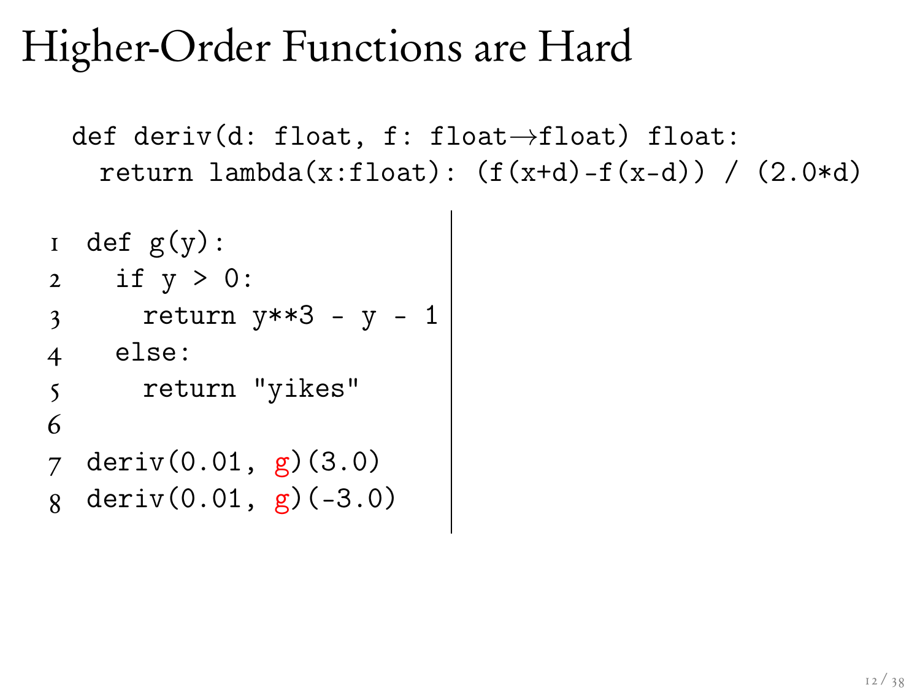# Higher-Order Functions are Hard

```
def deriv(d: float, f: float→float) float:
  return lambda(x:float): (f(x+d)-f(x-d)) / (2.0*d)
```

```
1 def g(y):
2   if y > 0:
3     return y**3 - y - 1
4   else:
5     return "yikes"
6
7 deriv(0.01, g)(3.0)
8 deriv(0.01, g)(-3.0)
```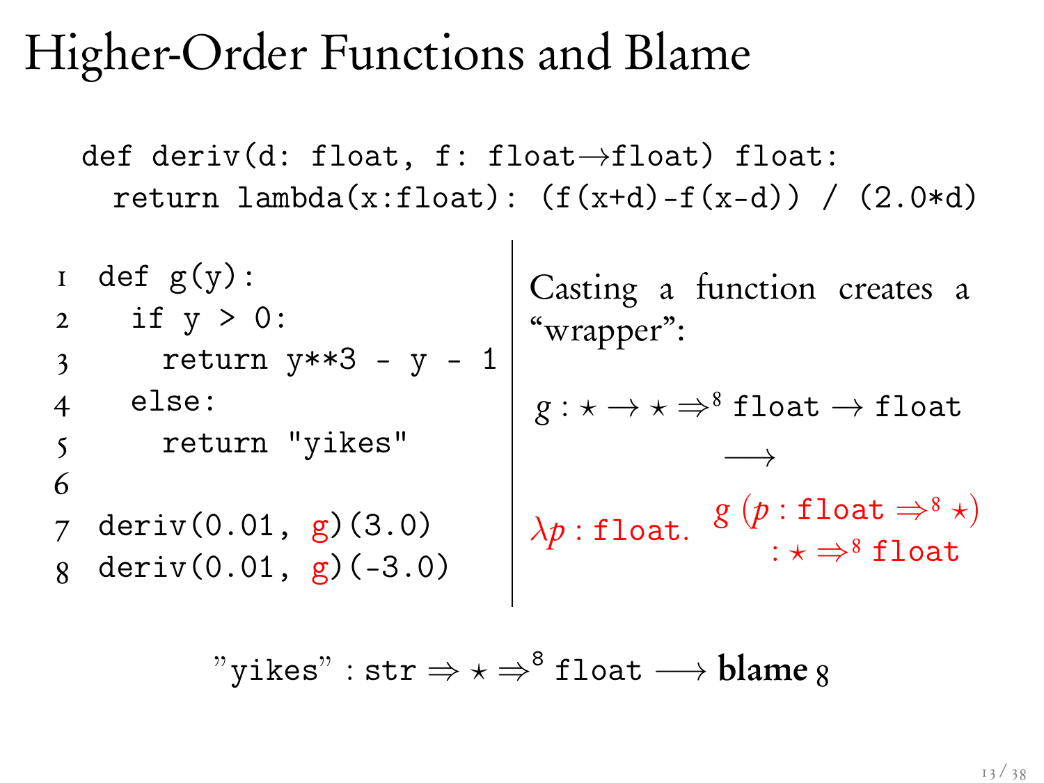# Higher-Order Functions and Blame

```
def deriv(d: float, f: float→float) float:
  return lambda(x:float): (f(x+d)-f(x-d)) / (2.0*d)
```

```
1  def g(y):
2    if y > 0:
3      return y**3 - y - 1
4    else:
5      return "yikes"
6
7  deriv(0.01, g)(3.0)
8  deriv(0.01, g)(-3.0)
```

Casting a function creates a "wrapper":

$$g : \star \to \star \Rightarrow^{8} \texttt{float} \to \texttt{float}$$

$$\longrightarrow$$

$$\lambda p : \texttt{float}.\ \ g\ (p : \texttt{float} \Rightarrow^{8} \star) : \star \Rightarrow^{8} \texttt{float}$$

$$\text{"yikes"} : \texttt{str} \Rightarrow \star \Rightarrow^{8} \texttt{float} \longrightarrow \textbf{blame}\ 8$$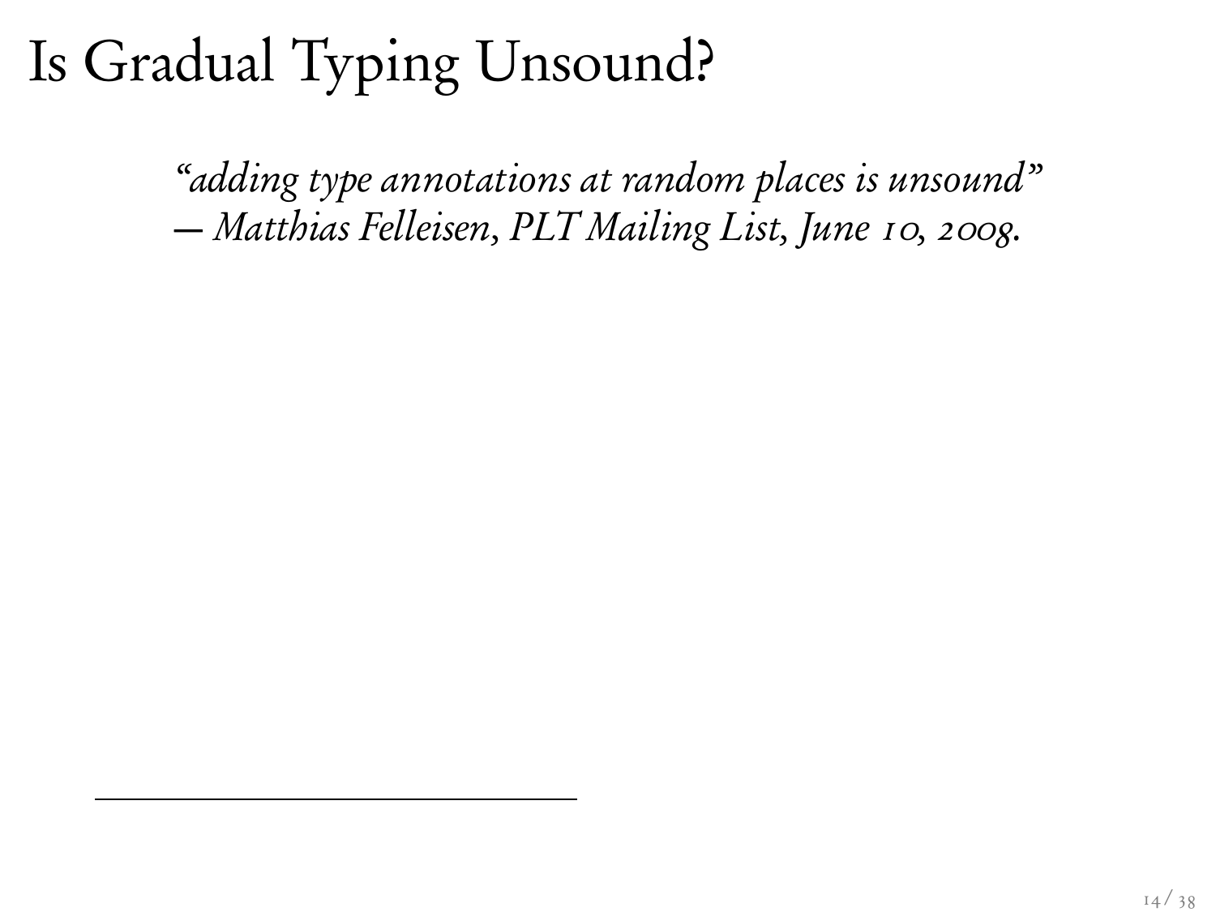# Is Gradual Typing Unsound?

*"adding type annotations at random places is unsound"*
*— Matthias Felleisen, PLT Mailing List, June 10, 2008.*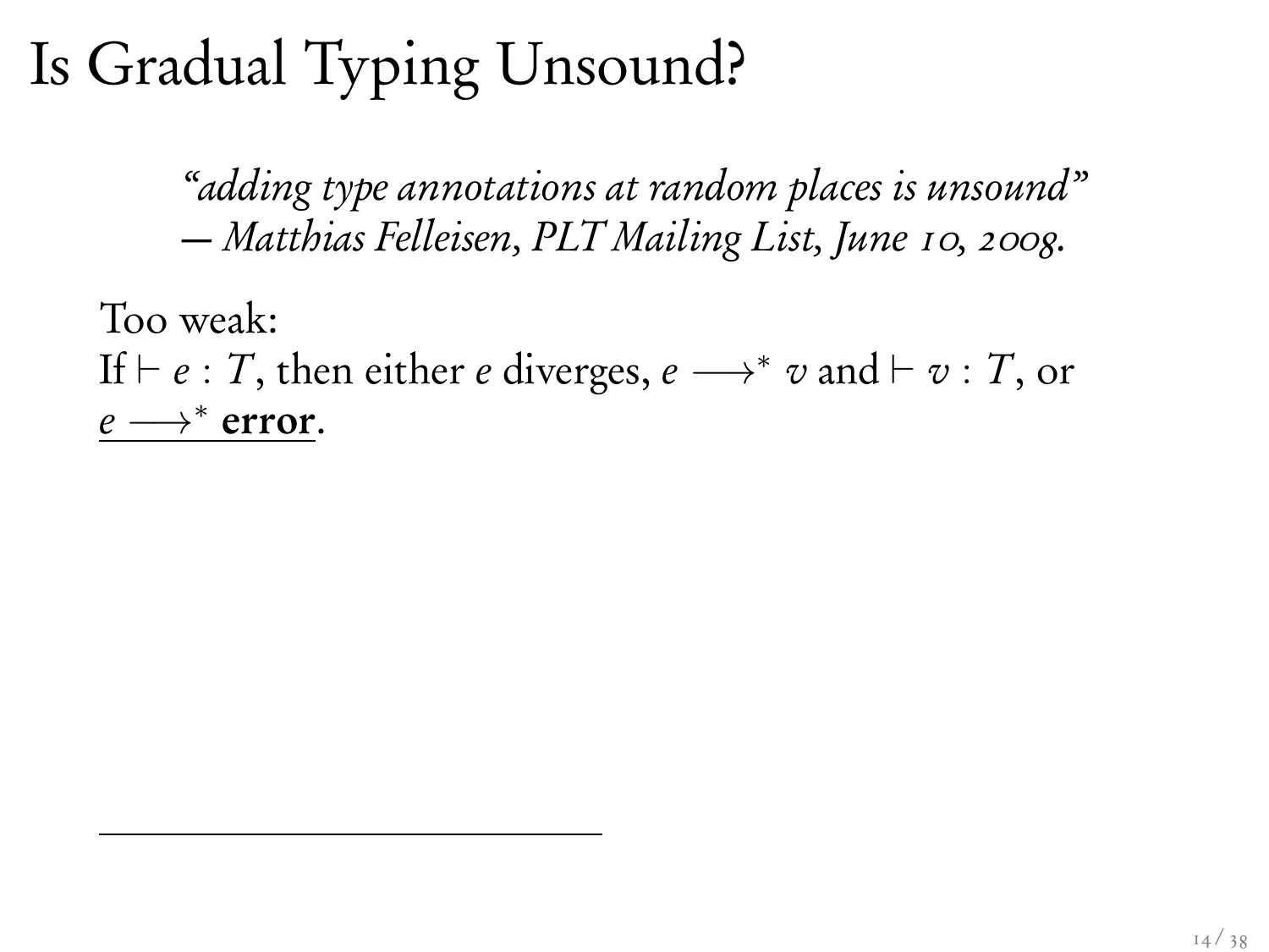# Is Gradual Typing Unsound?

> *"adding type annotations at random places is unsound"*
> *— Matthias Felleisen, PLT Mailing List, June 10, 2008.*

Too weak:
If $\vdash e : T$, then either $e$ diverges, $e \longrightarrow^* v$ and $\vdash v : T$, or $\underline{e \longrightarrow^* \textbf{error}}$.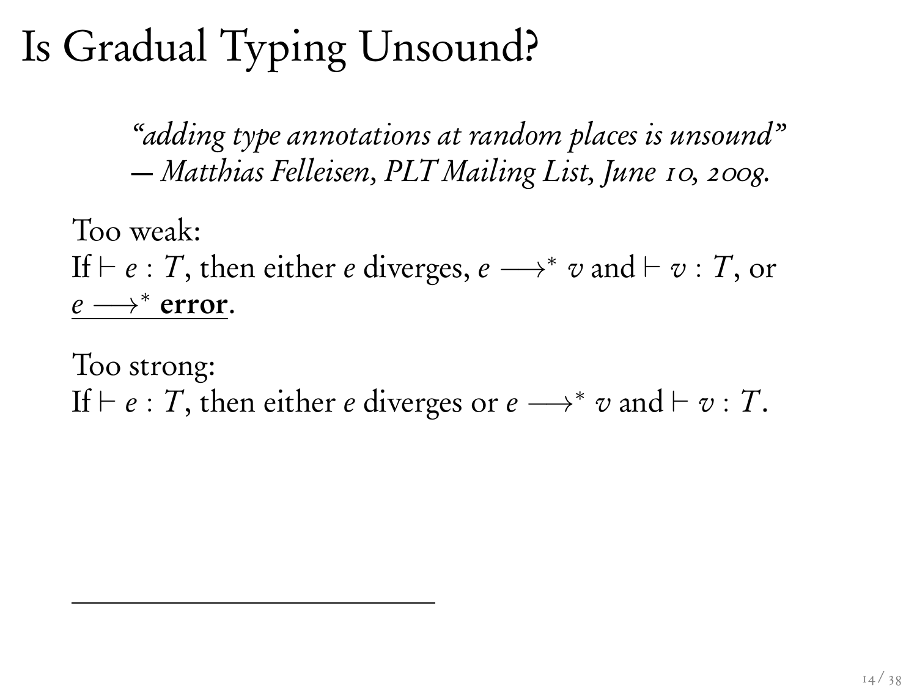# Is Gradual Typing Unsound?

> *"adding type annotations at random places is unsound"*
> *— Matthias Felleisen, PLT Mailing List, June 10, 2008.*

Too weak:
If $\vdash e : T$, then either $e$ diverges, $e \longrightarrow^* v$ and $\vdash v : T$, or $\underline{e \longrightarrow^* \textbf{error}}$.

Too strong:
If $\vdash e : T$, then either $e$ diverges or $e \longrightarrow^* v$ and $\vdash v : T$.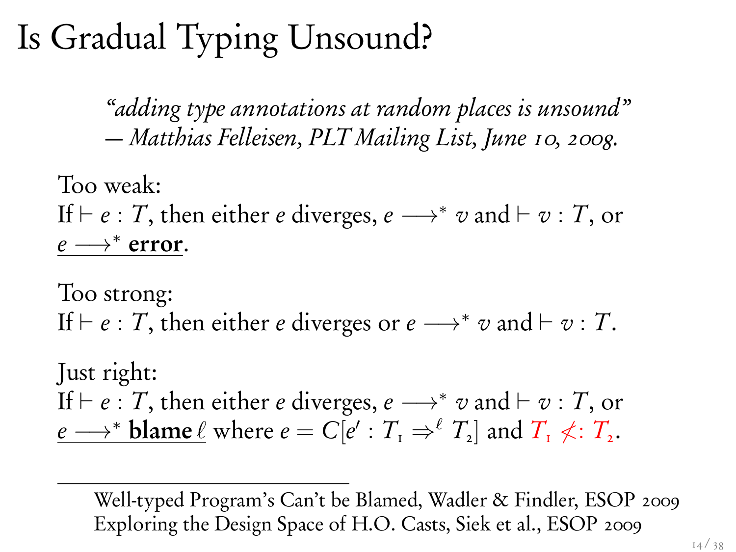# Is Gradual Typing Unsound?

> *"adding type annotations at random places is unsound"*
> *— Matthias Felleisen, PLT Mailing List, June 10, 2008.*

Too weak:
If $\vdash e : T$, then either $e$ diverges, $e \longrightarrow^* v$ and $\vdash v : T$, or $\underline{e \longrightarrow^* \textbf{error}}$.

Too strong:
If $\vdash e : T$, then either $e$ diverges or $e \longrightarrow^* v$ and $\vdash v : T$.

Just right:
If $\vdash e : T$, then either $e$ diverges, $e \longrightarrow^* v$ and $\vdash v : T$, or $\underline{e \longrightarrow^* \textbf{blame}\, \ell}$ where $e = C[e' : T_1 \Rightarrow^\ell T_2]$ and $T_1 \not<: T_2$.

---

Well-typed Program's Can't be Blamed, Wadler & Findler, ESOP 2009
Exploring the Design Space of H.O. Casts, Siek et al., ESOP 2009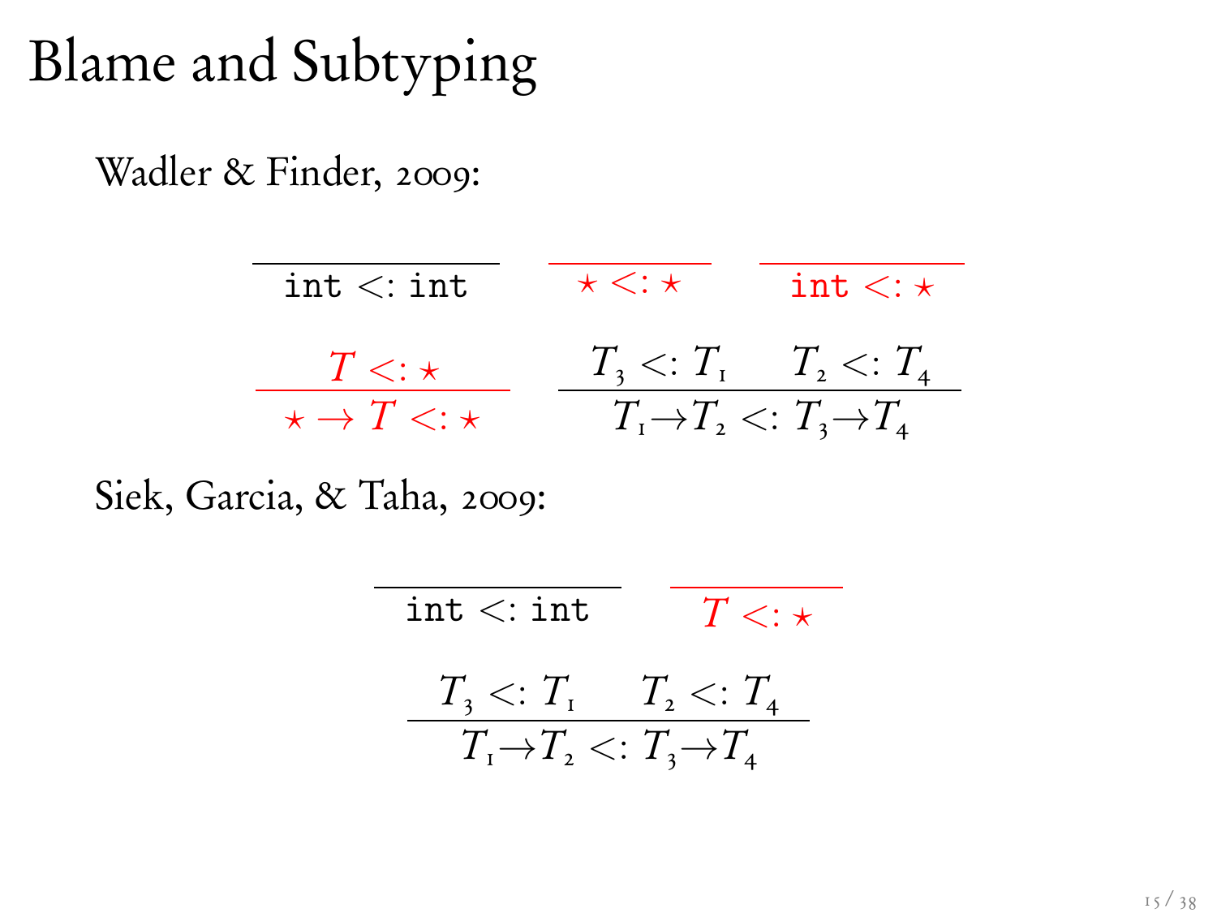# Blame and Subtyping

Wadler & Finder, 2009:

$$\frac{}{\texttt{int} <: \texttt{int}} \qquad \frac{}{\star <: \star} \qquad \frac{}{\texttt{int} <: \star}$$

$$\frac{T <: \star}{\star \to T <: \star} \qquad \frac{T_3 <: T_1 \qquad T_2 <: T_4}{T_1 \to T_2 <: T_3 \to T_4}$$

Siek, Garcia, & Taha, 2009:

$$\frac{}{\texttt{int} <: \texttt{int}} \qquad \frac{}{T <: \star}$$

$$\frac{T_3 <: T_1 \qquad T_2 <: T_4}{T_1 \to T_2 <: T_3 \to T_4}$$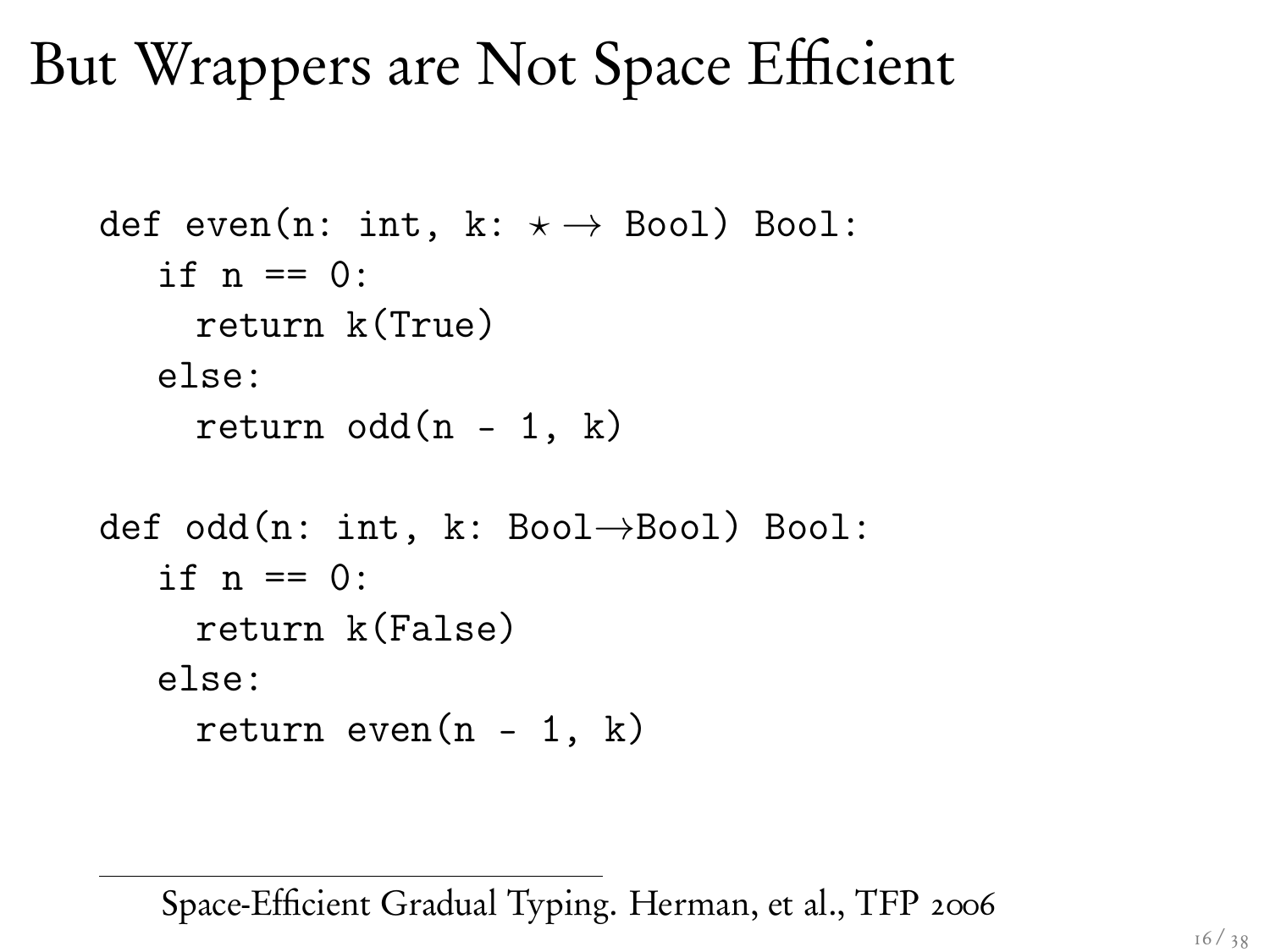# But Wrappers are Not Space Efficient

```
def even(n: int, k: ⋆ → Bool) Bool:
   if n == 0:
     return k(True)
   else:
     return odd(n - 1, k)

def odd(n: int, k: Bool→Bool) Bool:
   if n == 0:
     return k(False)
   else:
     return even(n - 1, k)
```

---

Space-Efficient Gradual Typing. Herman, et al., TFP 2006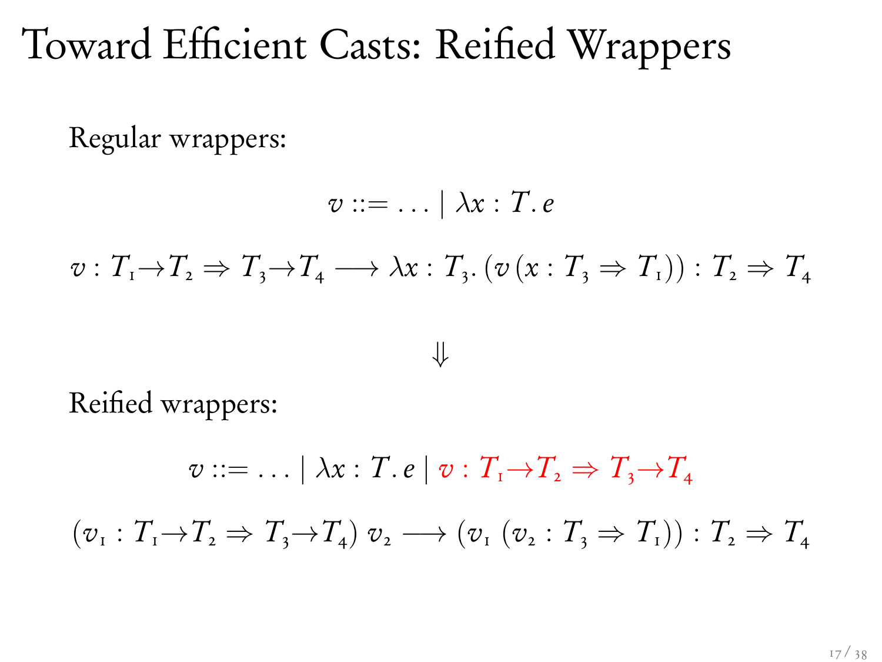# Toward Efficient Casts: Reified Wrappers

Regular wrappers:

$$v ::= \ldots \mid \lambda x : T.\, e$$

$$v : T_1 \to T_2 \Rightarrow T_3 \to T_4 \longrightarrow \lambda x : T_3.\, (v\,(x : T_3 \Rightarrow T_1)) : T_2 \Rightarrow T_4$$

$$\Downarrow$$

Reified wrappers:

$$v ::= \ldots \mid \lambda x : T.\, e \mid v : T_1 \to T_2 \Rightarrow T_3 \to T_4$$

$$(v_1 : T_1 \to T_2 \Rightarrow T_3 \to T_4)\ v_2 \longrightarrow (v_1\ (v_2 : T_3 \Rightarrow T_1)) : T_2 \Rightarrow T_4$$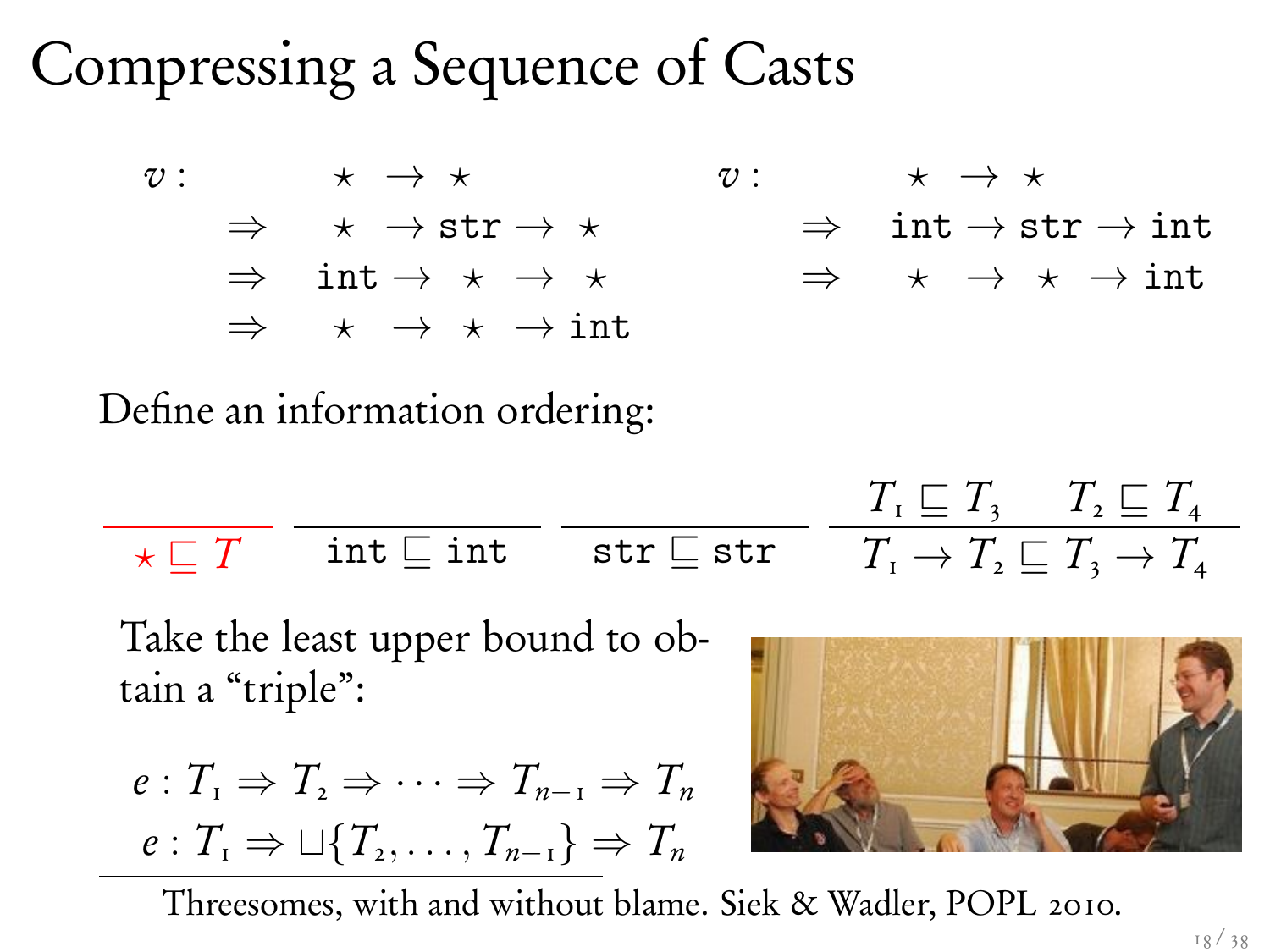# Compressing a Sequence of Casts

$$
\begin{array}{llll}
v: & \star \to \star & & \\
\Rightarrow & \star \to \mathtt{str} \to \star & & \\
\Rightarrow & \mathtt{int} \to \star \to \star & & \\
\Rightarrow & \star \to \star \to \mathtt{int} & &
\end{array}
\qquad
\begin{array}{ll}
v: & \star \to \star \\
\Rightarrow & \mathtt{int} \to \mathtt{str} \to \mathtt{int} \\
\Rightarrow & \star \to \star \to \mathtt{int}
\end{array}
$$

Define an information ordering:

$$
\frac{}{\star \sqsubseteq T}
\qquad
\frac{}{\mathtt{int} \sqsubseteq \mathtt{int}}
\qquad
\frac{}{\mathtt{str} \sqsubseteq \mathtt{str}}
\qquad
\frac{T_1 \sqsubseteq T_3 \qquad T_2 \sqsubseteq T_4}{T_1 \to T_2 \sqsubseteq T_3 \to T_4}
$$

Take the least upper bound to obtain a "triple":

$$
e : T_1 \Rightarrow T_2 \Rightarrow \cdots \Rightarrow T_{n-1} \Rightarrow T_n
$$
$$
e : T_1 \Rightarrow \sqcup\{T_2, \ldots, T_{n-1}\} \Rightarrow T_n
$$

Threesomes, with and without blame. Siek & Wadler, POPL 2010.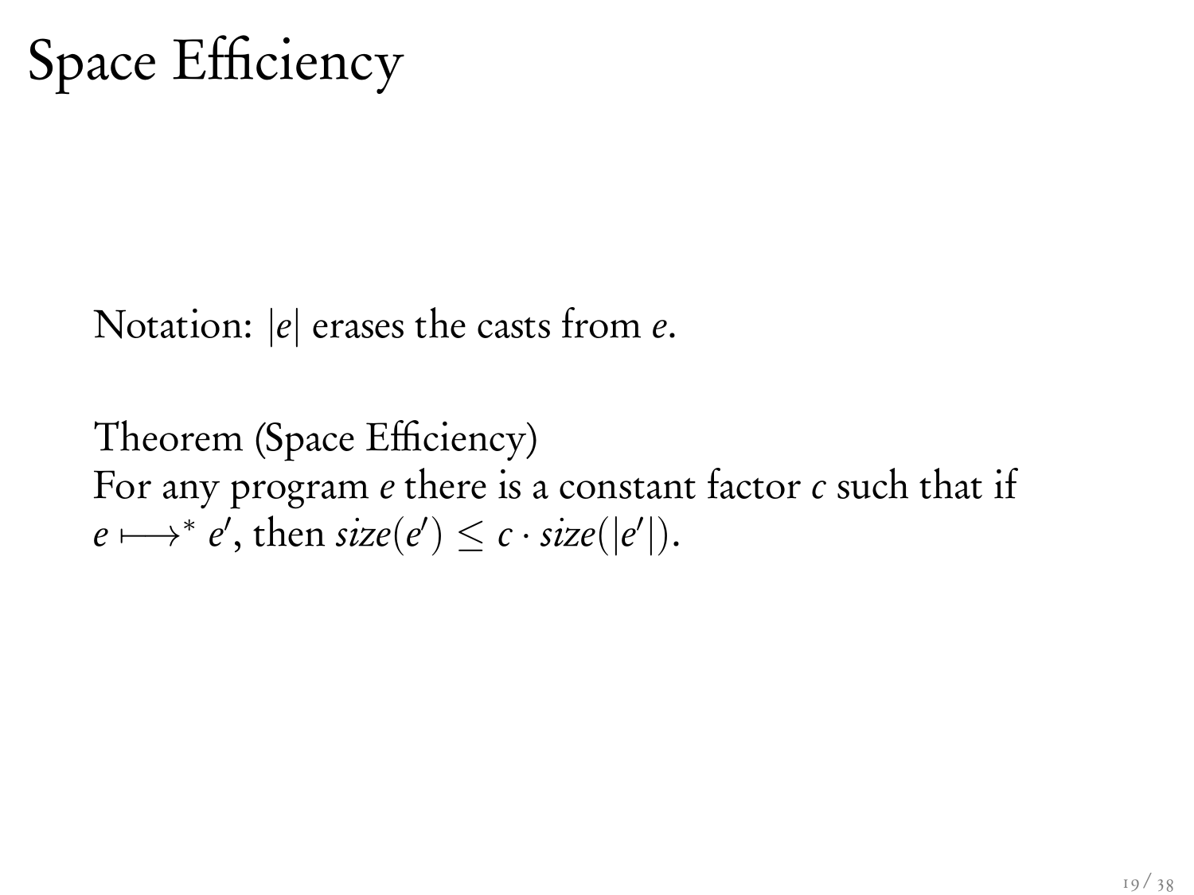# Space Efficiency

Notation: $|e|$ erases the casts from $e$.

Theorem (Space Efficiency)
For any program $e$ there is a constant factor $c$ such that if $e \longmapsto^* e'$, then $\mathit{size}(e') \leq c \cdot \mathit{size}(|e'|)$.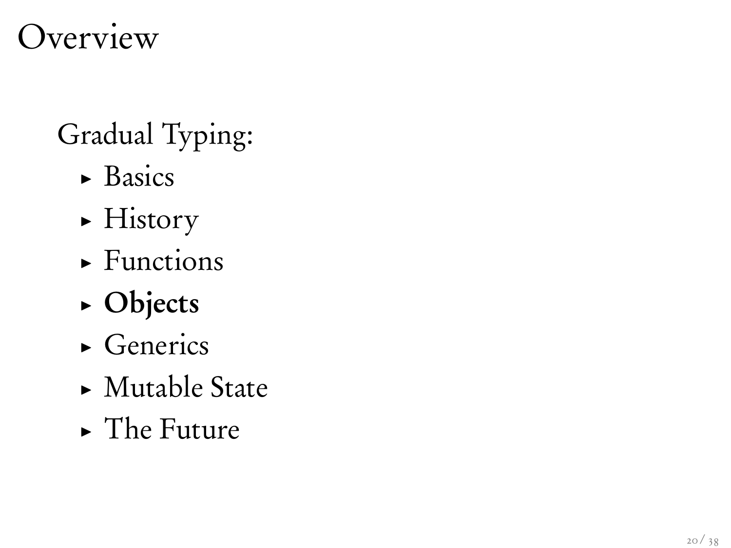# Overview

Gradual Typing:

- Basics
- History
- Functions
- **Objects**
- Generics
- Mutable State
- The Future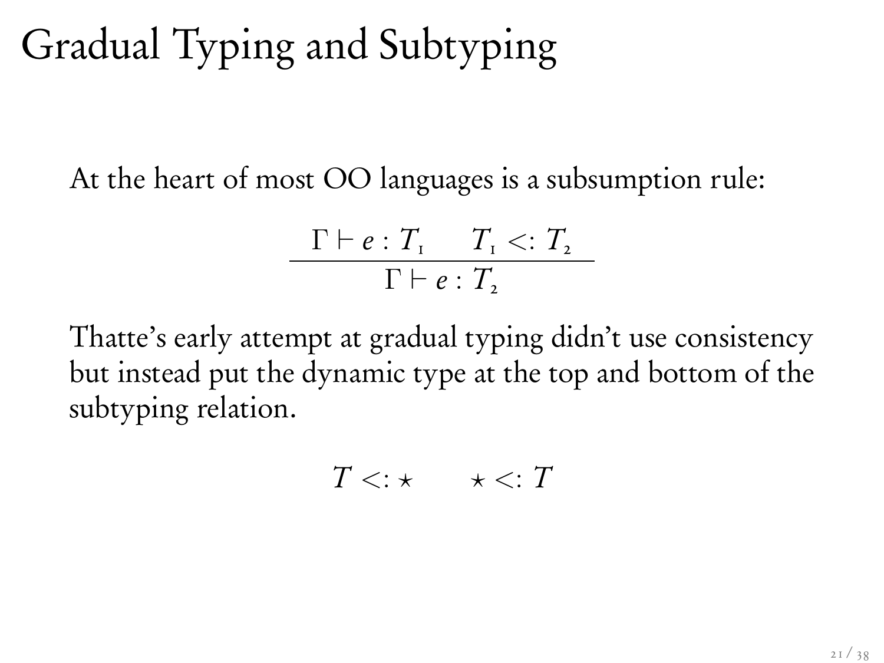# Gradual Typing and Subtyping

At the heart of most OO languages is a subsumption rule:

$$\frac{\Gamma \vdash e : T_1 \qquad T_1 <: T_2}{\Gamma \vdash e : T_2}$$

Thatte's early attempt at gradual typing didn't use consistency but instead put the dynamic type at the top and bottom of the subtyping relation.

$$T <: \star \qquad \star <: T$$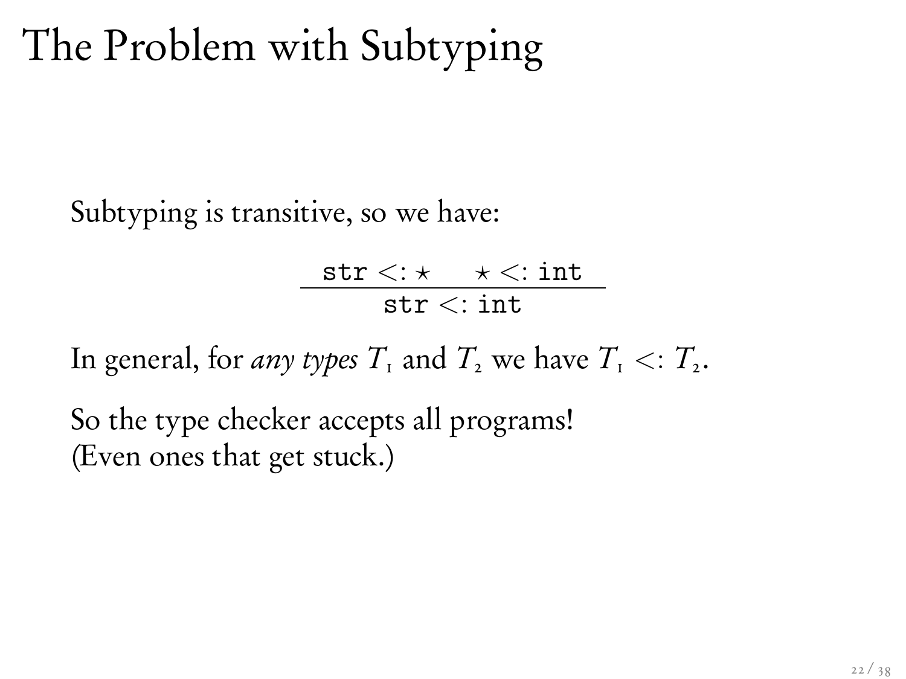# The Problem with Subtyping

Subtyping is transitive, so we have:

$$\frac{\texttt{str} <: \star \qquad \star <: \texttt{int}}{\texttt{str} <: \texttt{int}}$$

In general, for *any types* $T_1$ and $T_2$ we have $T_1 <: T_2$.

So the type checker accepts all programs!
(Even ones that get stuck.)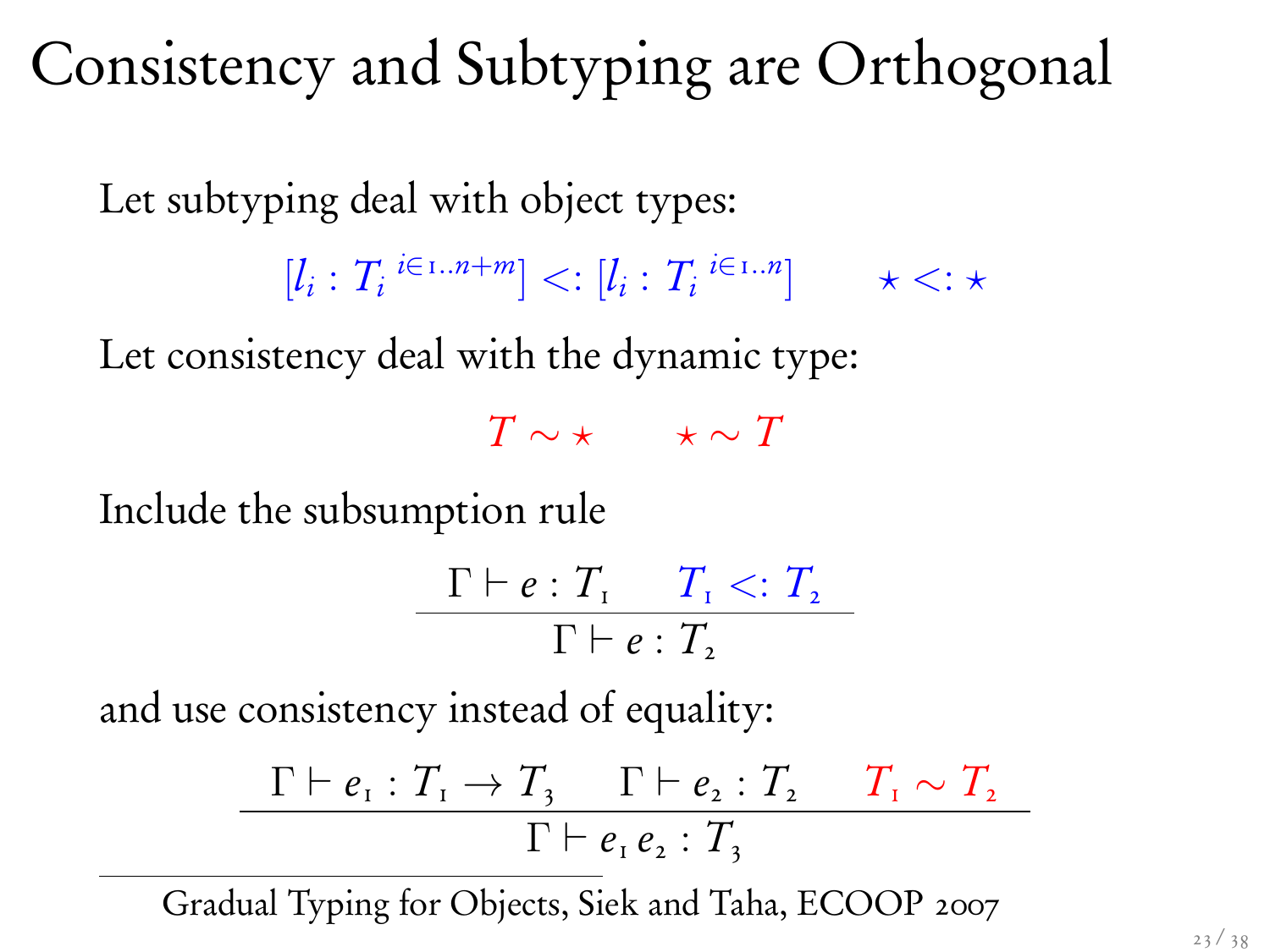# Consistency and Subtyping are Orthogonal

Let subtyping deal with object types:

$$[l_i : T_i{}^{i \in 1..n+m}] <: [l_i : T_i{}^{i \in 1..n}] \qquad \star <: \star$$

Let consistency deal with the dynamic type:

$$T \sim \star \qquad \star \sim T$$

Include the subsumption rule

$$\frac{\Gamma \vdash e : T_1 \qquad T_1 <: T_2}{\Gamma \vdash e : T_2}$$

and use consistency instead of equality:

$$\frac{\Gamma \vdash e_1 : T_1 \to T_3 \qquad \Gamma \vdash e_2 : T_2 \qquad T_1 \sim T_2}{\Gamma \vdash e_1\, e_2 : T_3}$$

Gradual Typing for Objects, Siek and Taha, ECOOP 2007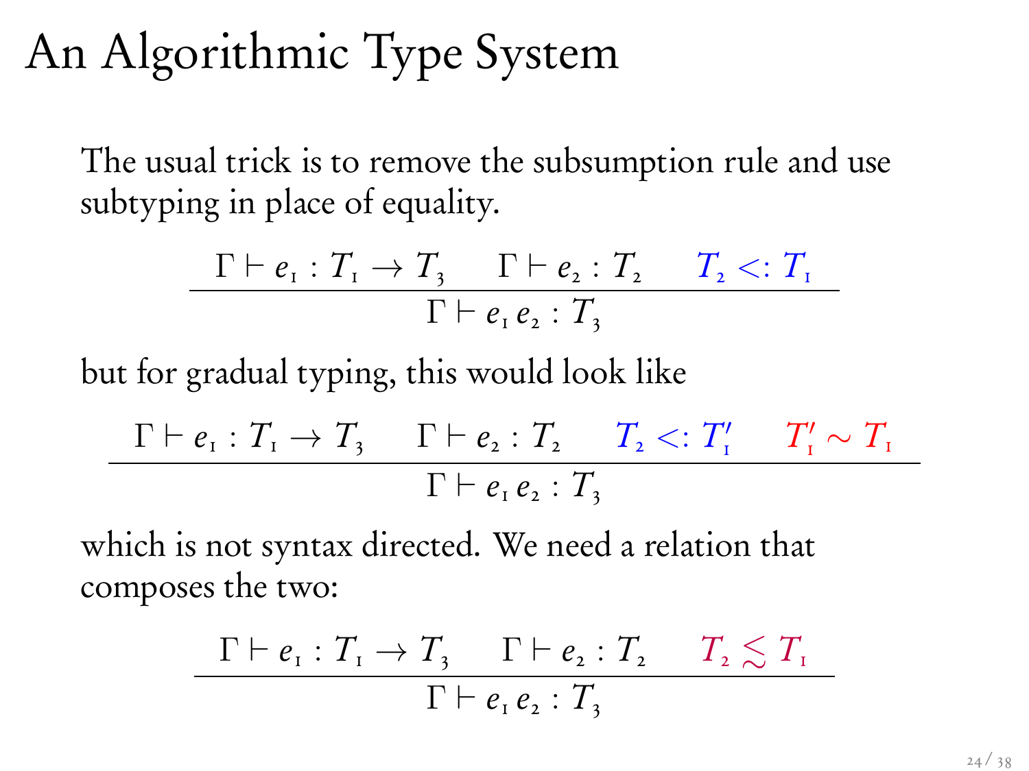# An Algorithmic Type System

The usual trick is to remove the subsumption rule and use subtyping in place of equality.

$$\frac{\Gamma \vdash e_1 : T_1 \to T_3 \qquad \Gamma \vdash e_2 : T_2 \qquad T_2 <: T_1}{\Gamma \vdash e_1\, e_2 : T_3}$$

but for gradual typing, this would look like

$$\frac{\Gamma \vdash e_1 : T_1 \to T_3 \qquad \Gamma \vdash e_2 : T_2 \qquad T_2 <: T_1' \qquad T_1' \sim T_1}{\Gamma \vdash e_1\, e_2 : T_3}$$

which is not syntax directed. We need a relation that composes the two:

$$\frac{\Gamma \vdash e_1 : T_1 \to T_3 \qquad \Gamma \vdash e_2 : T_2 \qquad T_2 \lesssim T_1}{\Gamma \vdash e_1\, e_2 : T_3}$$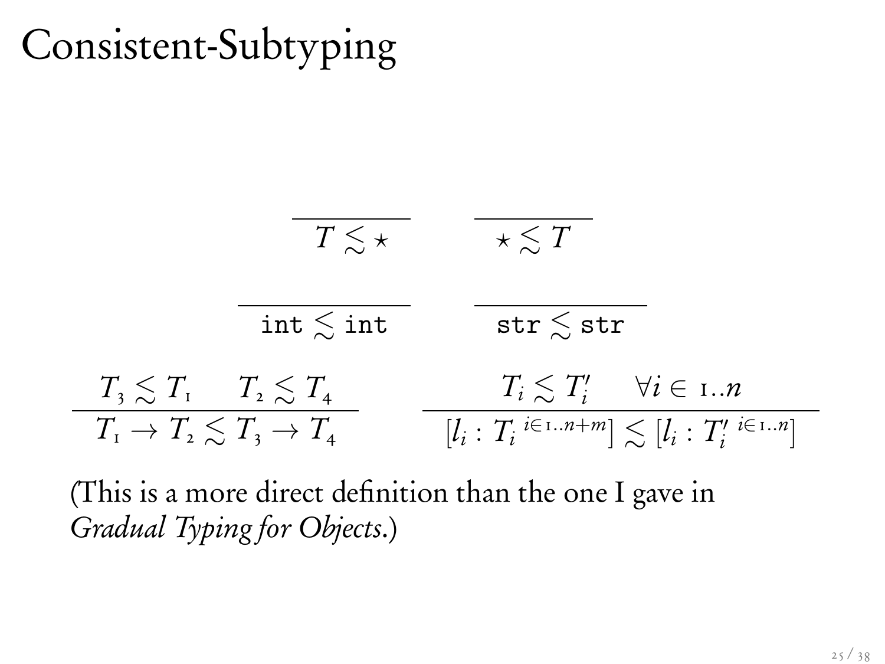# Consistent-Subtyping

$$\frac{}{T \lesssim \star} \qquad \frac{}{\star \lesssim T}$$

$$\frac{}{\texttt{int} \lesssim \texttt{int}} \qquad \frac{}{\texttt{str} \lesssim \texttt{str}}$$

$$\frac{T_3 \lesssim T_1 \qquad T_2 \lesssim T_4}{T_1 \to T_2 \lesssim T_3 \to T_4} \qquad \frac{T_i \lesssim T'_i \qquad \forall i \in 1..n}{[l_i : T_i \; {}^{i \in 1..n+m}] \lesssim [l_i : T'_i \; {}^{i \in 1..n}]}$$

(This is a more direct definition than the one I gave in *Gradual Typing for Objects*.)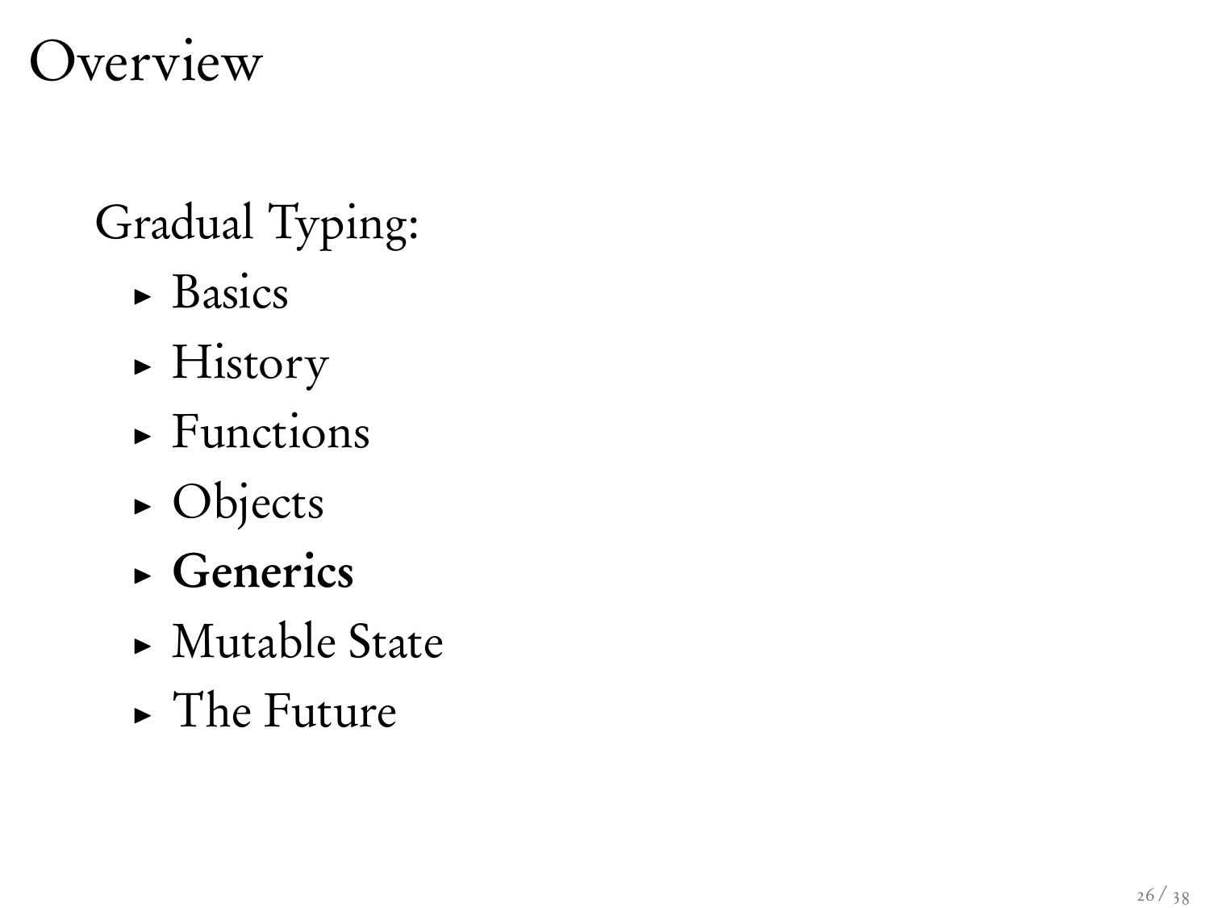# Overview

Gradual Typing:

- Basics
- History
- Functions
- Objects
- **Generics**
- Mutable State
- The Future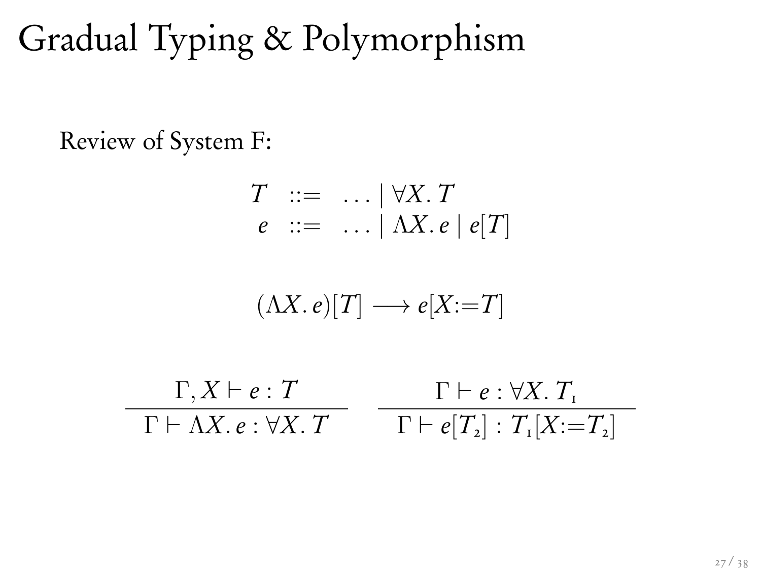# Gradual Typing & Polymorphism

Review of System F:

$$
\begin{array}{rcl}
T & ::= & \ldots \mid \forall X.\, T \\
e & ::= & \ldots \mid \Lambda X.\, e \mid e[T]
\end{array}
$$

$$
(\Lambda X.\, e)[T] \longrightarrow e[X{:=}T]
$$

$$
\frac{\Gamma, X \vdash e : T}{\Gamma \vdash \Lambda X.\, e : \forall X.\, T}
\qquad
\frac{\Gamma \vdash e : \forall X.\, T_1}{\Gamma \vdash e[T_2] : T_1[X{:=}T_2]}
$$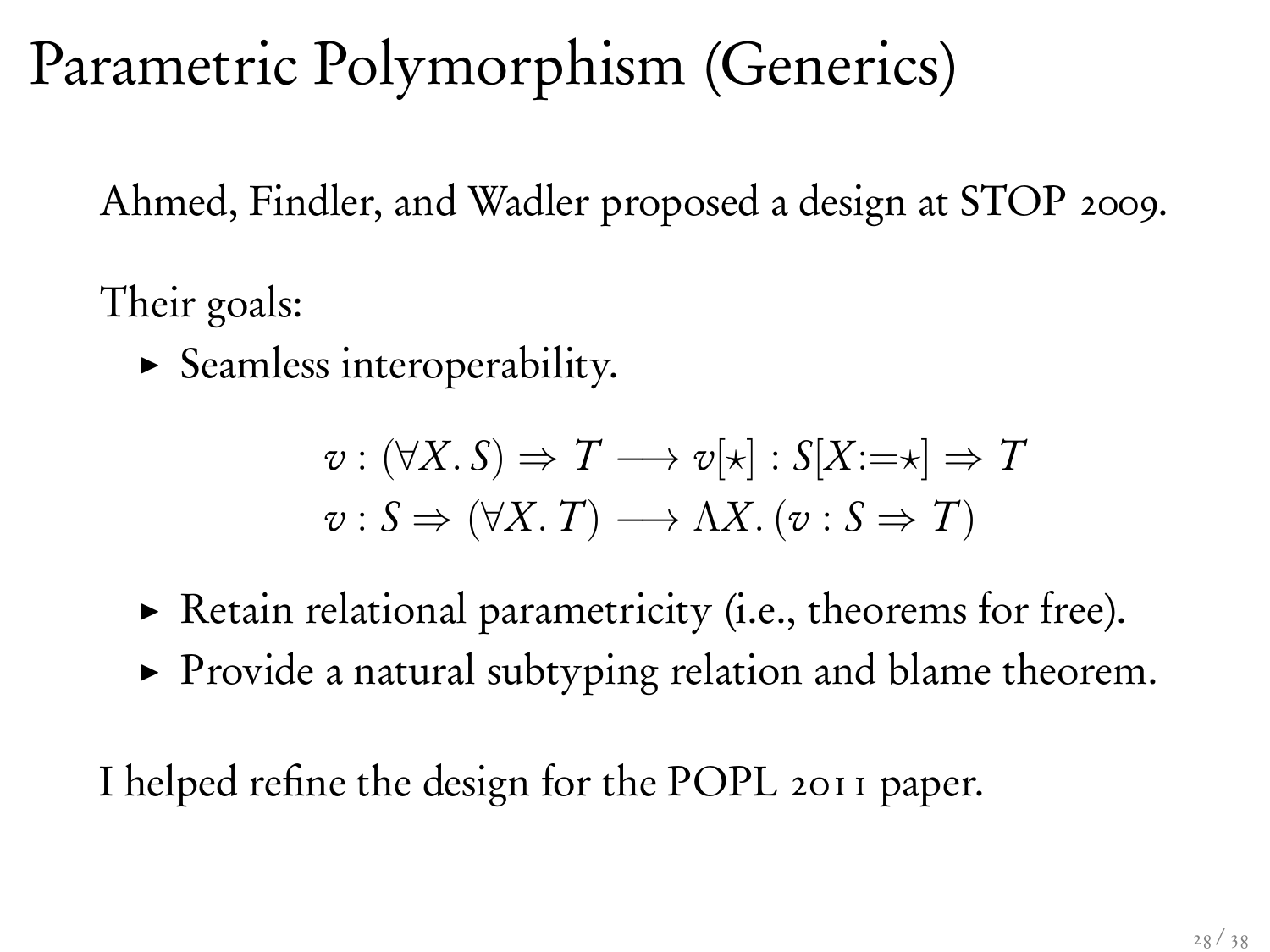# Parametric Polymorphism (Generics)

Ahmed, Findler, and Wadler proposed a design at STOP 2009.

Their goals:

- Seamless interoperability.

$$
\begin{aligned}
v : (\forall X.\, S) \Rightarrow T &\longrightarrow v[\star] : S[X{:=}\star] \Rightarrow T \\
v : S \Rightarrow (\forall X.\, T) &\longrightarrow \Lambda X.\, (v : S \Rightarrow T)
\end{aligned}
$$

- Retain relational parametricity (i.e., theorems for free).
- Provide a natural subtyping relation and blame theorem.

I helped refine the design for the POPL 2011 paper.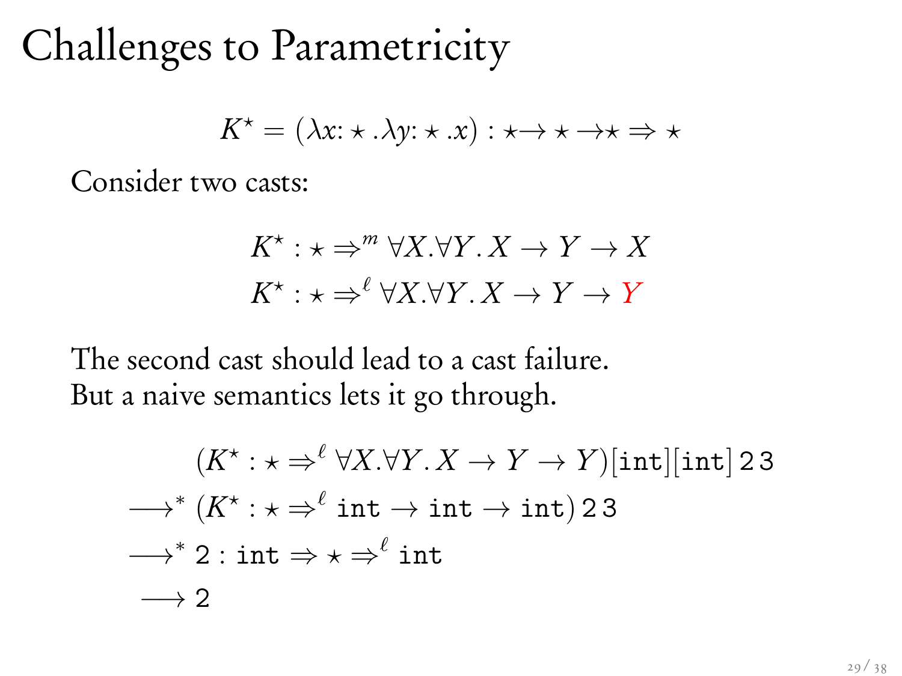# Challenges to Parametricity

$$K^\star = (\lambda x{:}\star.\lambda y{:}\star.x) : \star\!\to\star\to\!\star \Rightarrow \star$$

Consider two casts:

$$K^\star : \star \Rightarrow^m \forall X.\forall Y.\, X \to Y \to X$$

$$K^\star : \star \Rightarrow^\ell \forall X.\forall Y.\, X \to Y \to {\color{red}Y}$$

The second cast should lead to a cast failure.
But a naive semantics lets it go through.

$$
\begin{aligned}
& (K^\star : \star \Rightarrow^\ell \forall X.\forall Y.\, X \to Y \to Y)[\mathtt{int}][\mathtt{int}]\; 2\; 3 \\
\longrightarrow^* \; & (K^\star : \star \Rightarrow^\ell \mathtt{int} \to \mathtt{int} \to \mathtt{int})\; 2\; 3 \\
\longrightarrow^* \; & 2 : \mathtt{int} \Rightarrow \star \Rightarrow^\ell \mathtt{int} \\
\longrightarrow \; & 2
\end{aligned}
$$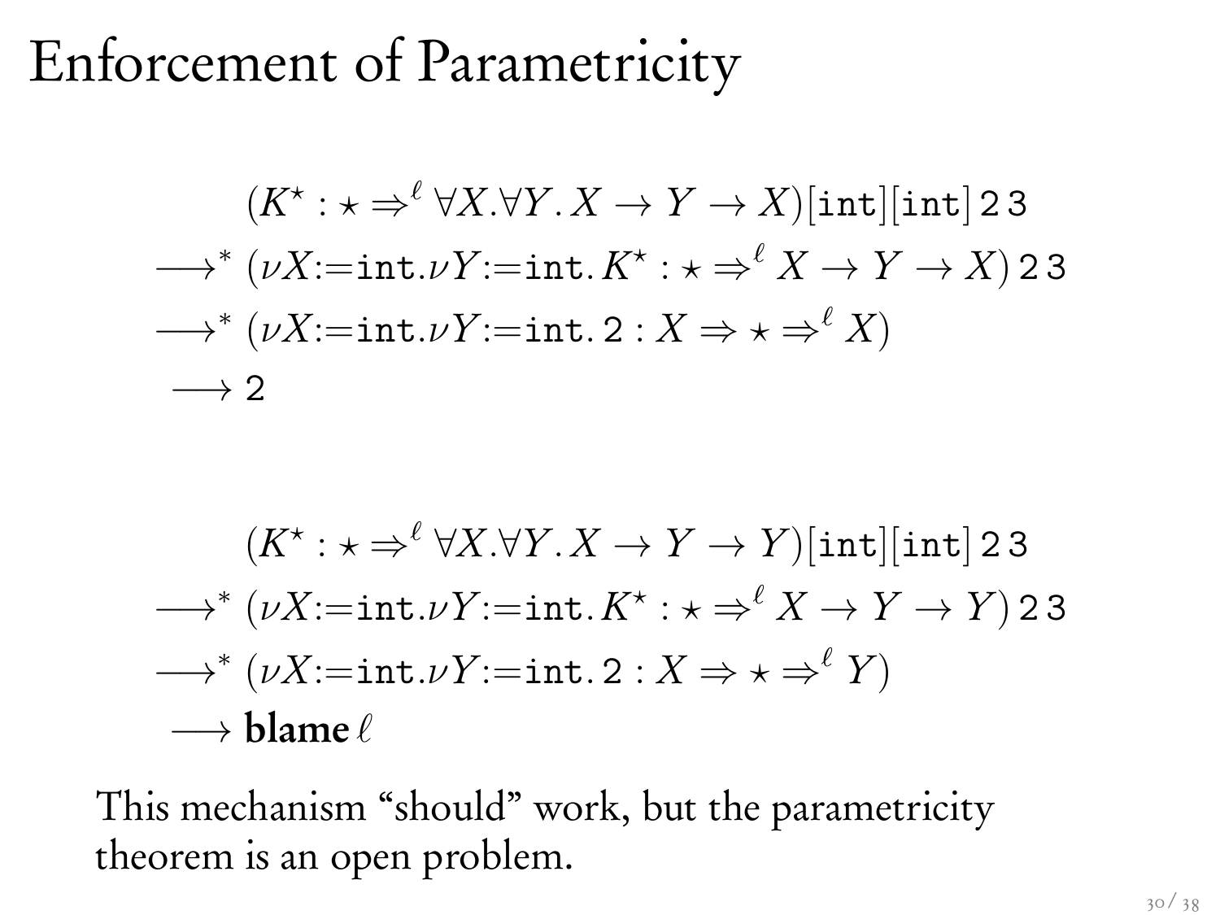# Enforcement of Parametricity

$$
\begin{aligned}
& (K^\star : \star \Rightarrow^\ell \forall X. \forall Y. X \to Y \to X)[\mathtt{int}][\mathtt{int}]\, 2\, 3 \\
\longrightarrow^* \; & (\nu X{:=}\mathtt{int}. \nu Y{:=}\mathtt{int}. K^\star : \star \Rightarrow^\ell X \to Y \to X)\, 2\, 3 \\
\longrightarrow^* \; & (\nu X{:=}\mathtt{int}. \nu Y{:=}\mathtt{int}. 2 : X \Rightarrow \star \Rightarrow^\ell X) \\
\longrightarrow \; & 2
\end{aligned}
$$

$$
\begin{aligned}
& (K^\star : \star \Rightarrow^\ell \forall X. \forall Y. X \to Y \to Y)[\mathtt{int}][\mathtt{int}]\, 2\, 3 \\
\longrightarrow^* \; & (\nu X{:=}\mathtt{int}. \nu Y{:=}\mathtt{int}. K^\star : \star \Rightarrow^\ell X \to Y \to Y)\, 2\, 3 \\
\longrightarrow^* \; & (\nu X{:=}\mathtt{int}. \nu Y{:=}\mathtt{int}. 2 : X \Rightarrow \star \Rightarrow^\ell Y) \\
\longrightarrow \; & \mathbf{blame}\, \ell
\end{aligned}
$$

This mechanism “should” work, but the parametricity theorem is an open problem.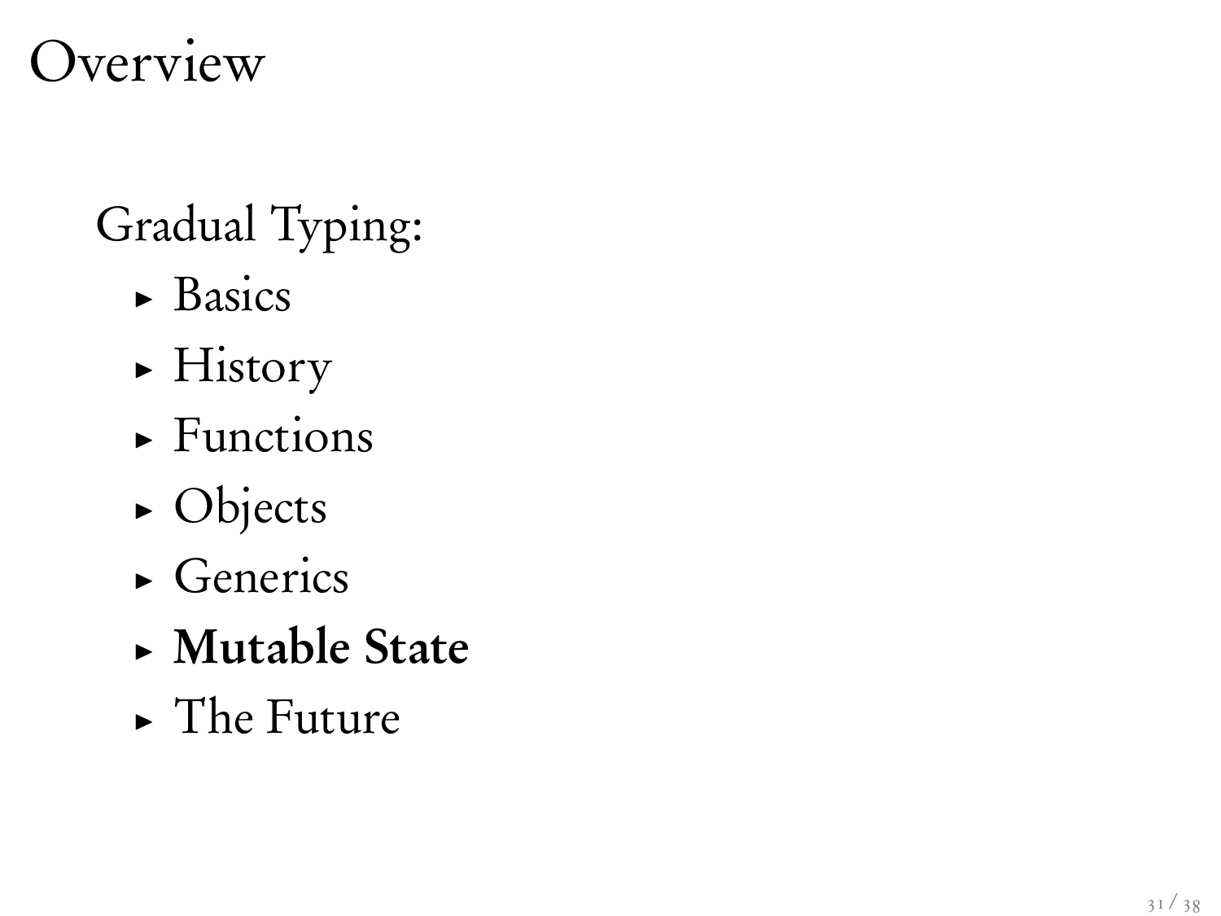# Overview

Gradual Typing:

- Basics
- History
- Functions
- Objects
- Generics
- **Mutable State**
- The Future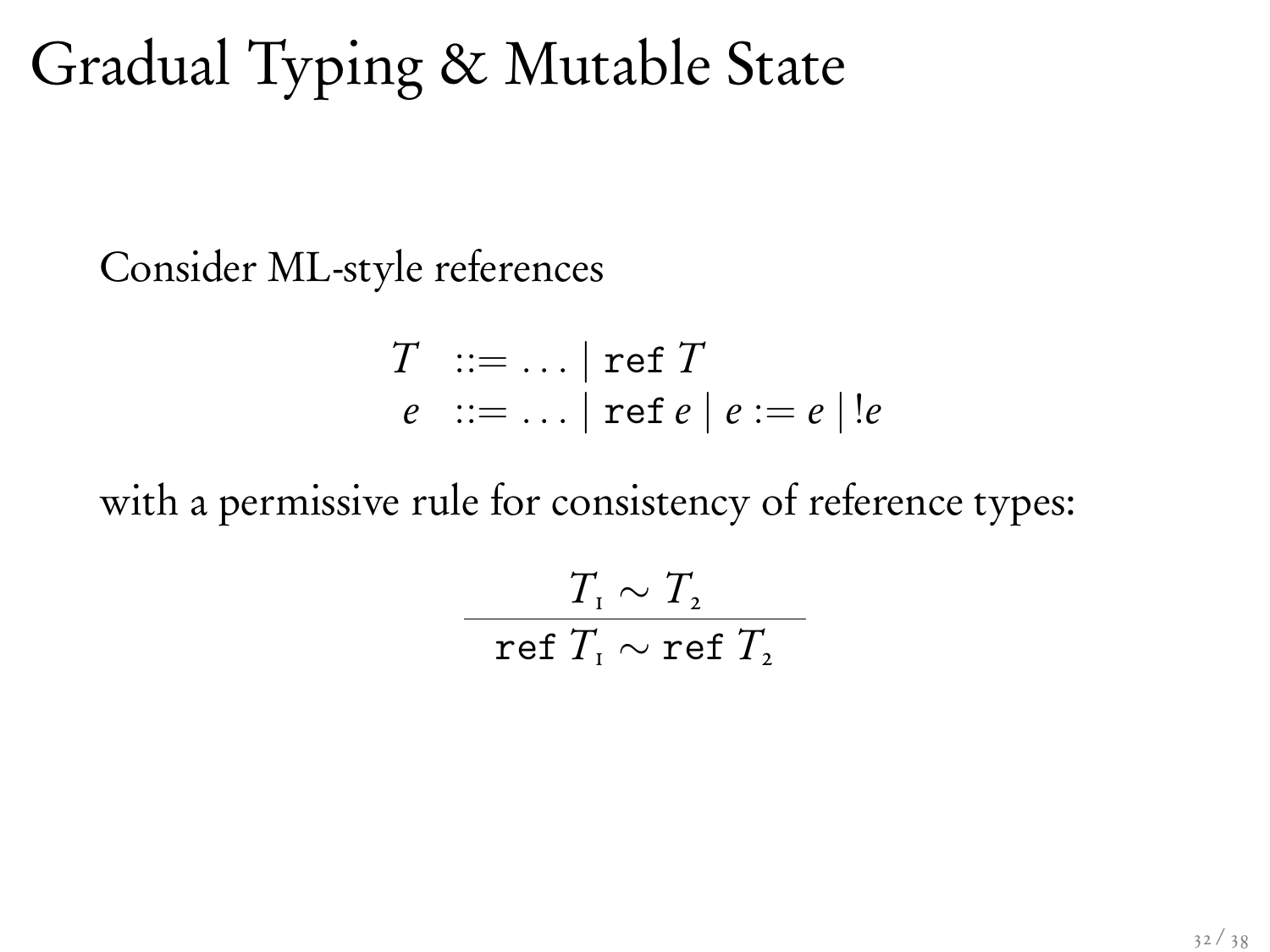# Gradual Typing & Mutable State

Consider ML-style references

$$
\begin{array}{rcl}
T & ::= & \ldots \mid \texttt{ref}\ T \\
e & ::= & \ldots \mid \texttt{ref}\ e \mid e := e \mid !e
\end{array}
$$

with a permissive rule for consistency of reference types:

$$
\frac{T_1 \sim T_2}{\texttt{ref}\ T_1 \sim \texttt{ref}\ T_2}
$$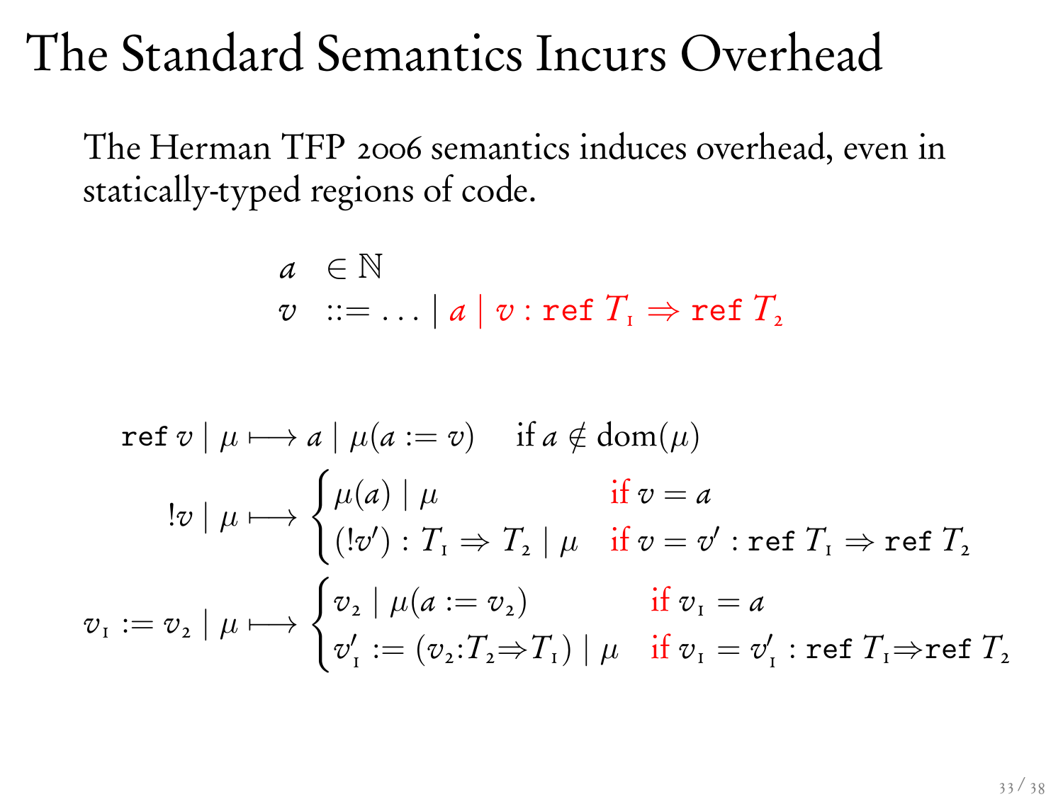# The Standard Semantics Incurs Overhead

The Herman TFP 2006 semantics induces overhead, even in statically-typed regions of code.

$$
\begin{array}{lll}
a & \in \mathbb{N} & \\
v & ::= \ldots \mid a \mid v : \texttt{ref}\ T_1 \Rightarrow \texttt{ref}\ T_2 &
\end{array}
$$

$$
\texttt{ref}\ v \mid \mu \longmapsto a \mid \mu(a := v) \quad \text{if } a \notin \text{dom}(\mu)
$$

$$
!v \mid \mu \longmapsto \begin{cases} \mu(a) \mid \mu & \text{if } v = a \\ (!v') : T_1 \Rightarrow T_2 \mid \mu & \text{if } v = v' : \texttt{ref}\ T_1 \Rightarrow \texttt{ref}\ T_2 \end{cases}
$$

$$
v_1 := v_2 \mid \mu \longmapsto \begin{cases} v_2 \mid \mu(a := v_2) & \text{if } v_1 = a \\ v_1' := (v_2 : T_2 \Rightarrow T_1) \mid \mu & \text{if } v_1 = v_1' : \texttt{ref}\ T_1 \Rightarrow \texttt{ref}\ T_2 \end{cases}
$$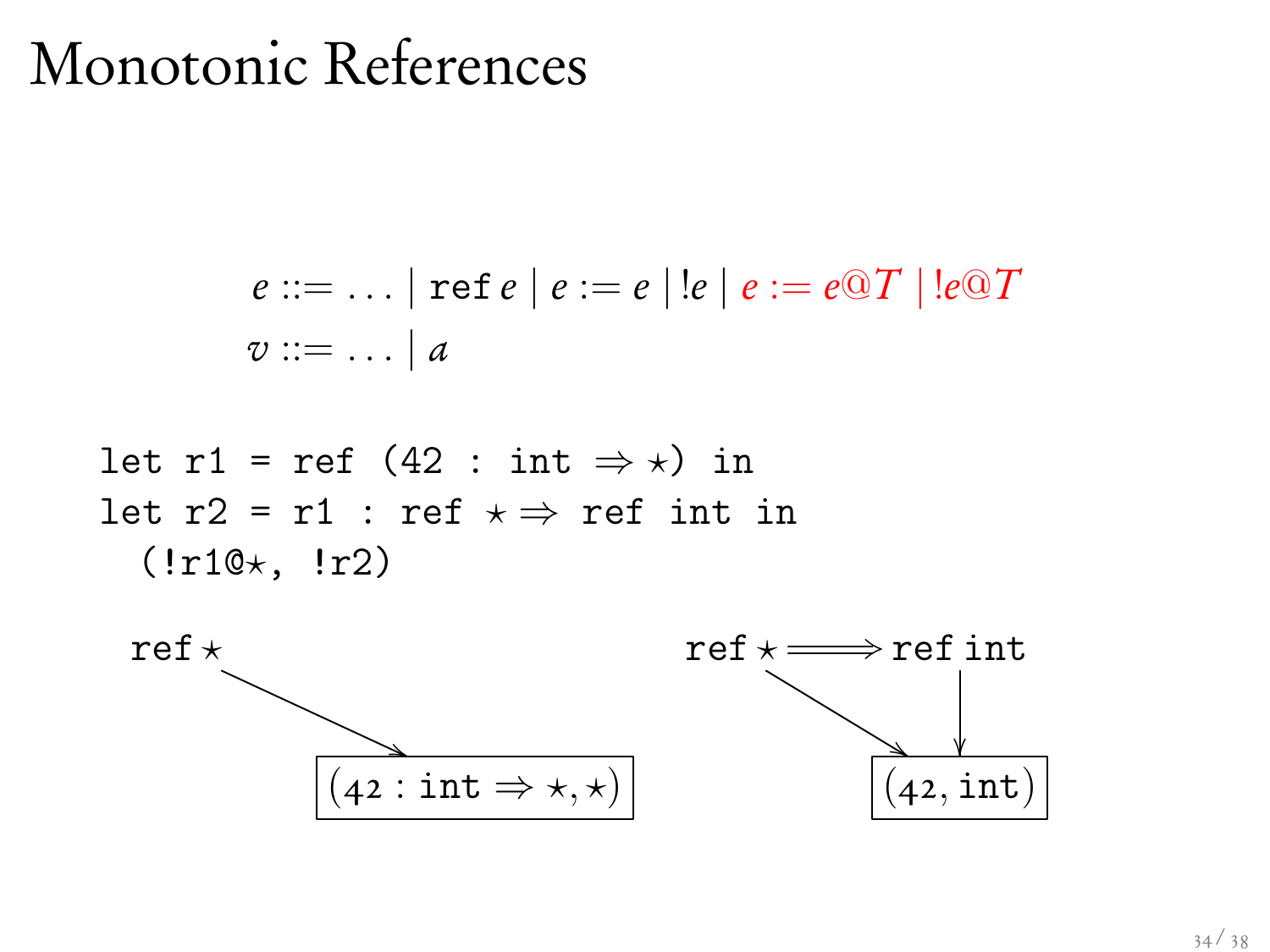# Monotonic References

$$e ::= \ldots \mid \texttt{ref}\, e \mid e := e \mid !e \mid e := e@T \mid !e@T$$

$$v ::= \ldots \mid a$$

```
let r1 = ref (42 : int ⇒ ⋆) in
let r2 = r1 : ref ⋆ ⇒ ref int in
  (!r1@⋆, !r2)
```

$\texttt{ref}\,\star \rightarrow (42 : \texttt{int} \Rightarrow \star, \star)$

$\texttt{ref}\,\star \Longrightarrow \texttt{ref int}$, both pointing to $(42, \texttt{int})$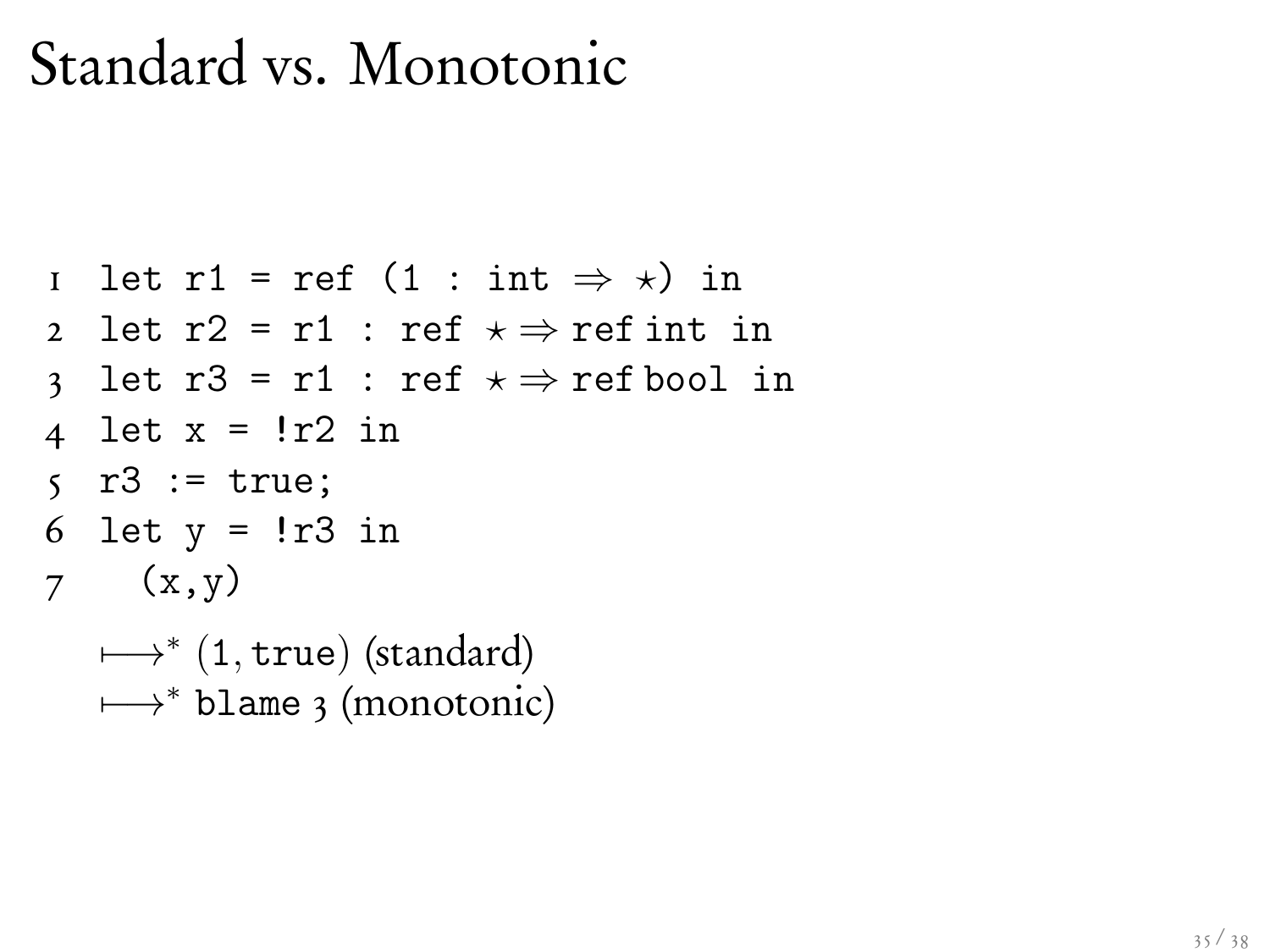# Standard vs. Monotonic

```
1 let r1 = ref (1 : int ⇒ ⋆) in
2 let r2 = r1 : ref ⋆ ⇒ ref int in
3 let r3 = r1 : ref ⋆ ⇒ ref bool in
4 let x = !r2 in
5 r3 := true;
6 let y = !r3 in
7   (x,y)
```

$\longmapsto^*$ (1, true) (standard)

$\longmapsto^*$ blame 3 (monotonic)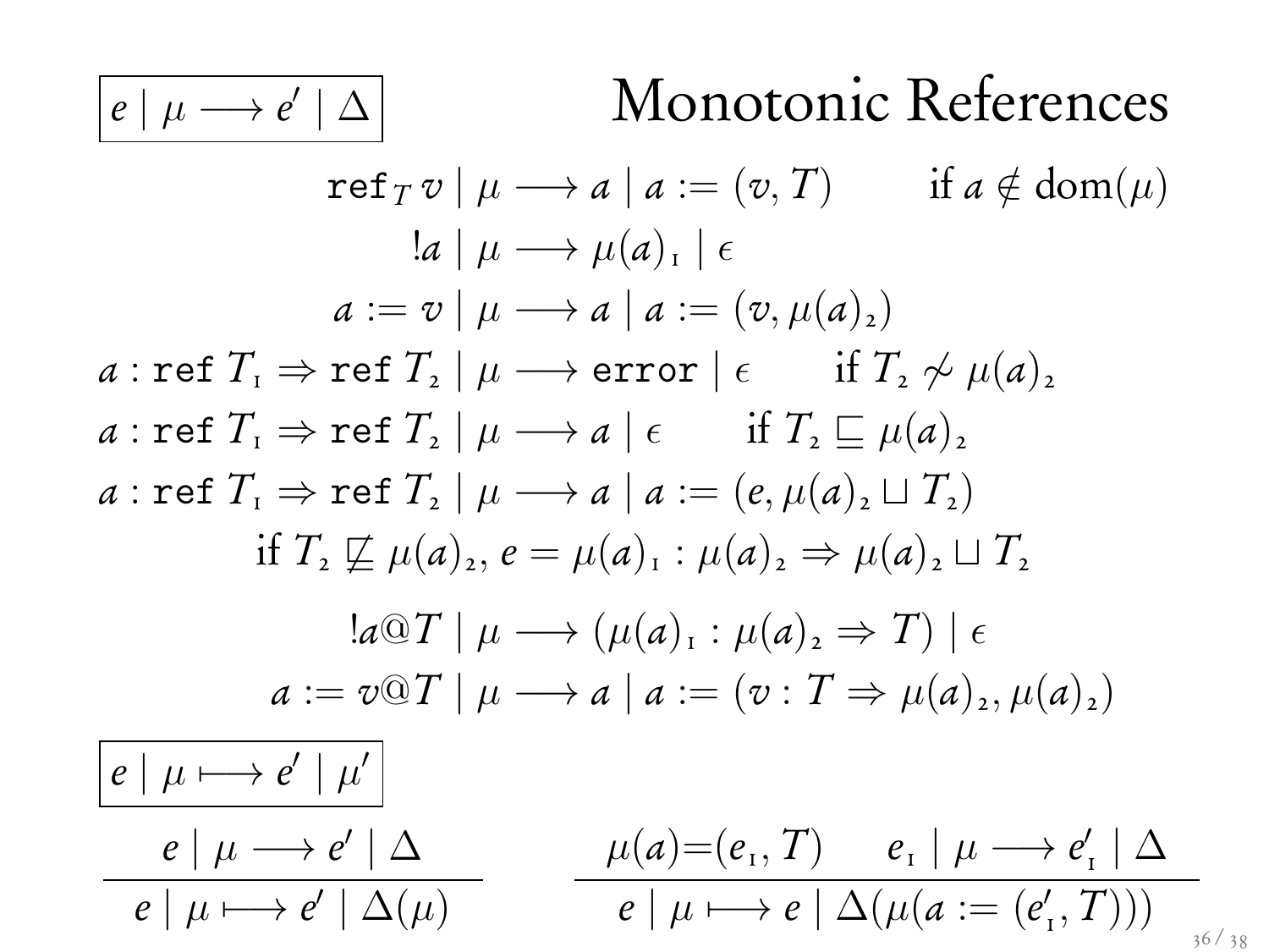# Monotonic References

$\boxed{e \mid \mu \longrightarrow e' \mid \Delta}$

$$\texttt{ref}_T\, v \mid \mu \longrightarrow a \mid a := (v, T) \qquad \text{if } a \notin \mathrm{dom}(\mu)$$

$$!a \mid \mu \longrightarrow \mu(a)_1 \mid \epsilon$$

$$a := v \mid \mu \longrightarrow a \mid a := (v, \mu(a)_2)$$

$$a : \texttt{ref}\ T_1 \Rightarrow \texttt{ref}\ T_2 \mid \mu \longrightarrow \texttt{error} \mid \epsilon \qquad \text{if } T_2 \not\sim \mu(a)_2$$

$$a : \texttt{ref}\ T_1 \Rightarrow \texttt{ref}\ T_2 \mid \mu \longrightarrow a \mid \epsilon \qquad \text{if } T_2 \sqsubseteq \mu(a)_2$$

$$a : \texttt{ref}\ T_1 \Rightarrow \texttt{ref}\ T_2 \mid \mu \longrightarrow a \mid a := (e, \mu(a)_2 \sqcup T_2)$$
$$\text{if } T_2 \not\sqsubseteq \mu(a)_2,\ e = \mu(a)_1 : \mu(a)_2 \Rightarrow \mu(a)_2 \sqcup T_2$$

$$!a@T \mid \mu \longrightarrow (\mu(a)_1 : \mu(a)_2 \Rightarrow T) \mid \epsilon$$

$$a := v@T \mid \mu \longrightarrow a \mid a := (v : T \Rightarrow \mu(a)_2, \mu(a)_2)$$

$\boxed{e \mid \mu \longmapsto e' \mid \mu'}$

$$\frac{e \mid \mu \longrightarrow e' \mid \Delta}{e \mid \mu \longmapsto e' \mid \Delta(\mu)} \qquad \frac{\mu(a){=}(e_1, T) \quad e_1 \mid \mu \longrightarrow e'_1 \mid \Delta}{e \mid \mu \longmapsto e \mid \Delta(\mu(a := (e'_1, T)))}$$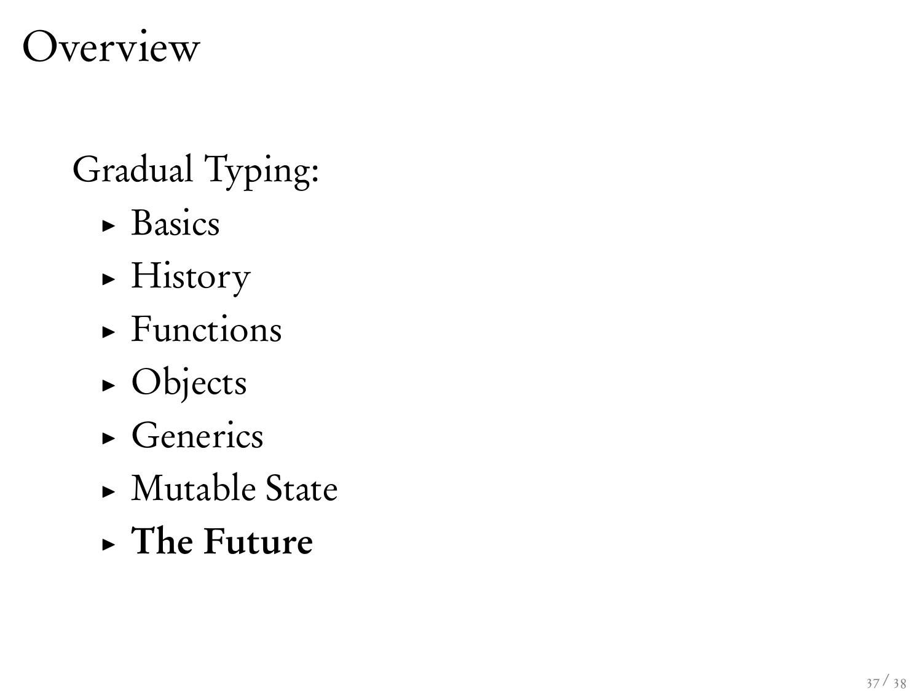# Overview

Gradual Typing:

- Basics
- History
- Functions
- Objects
- Generics
- Mutable State
- **The Future**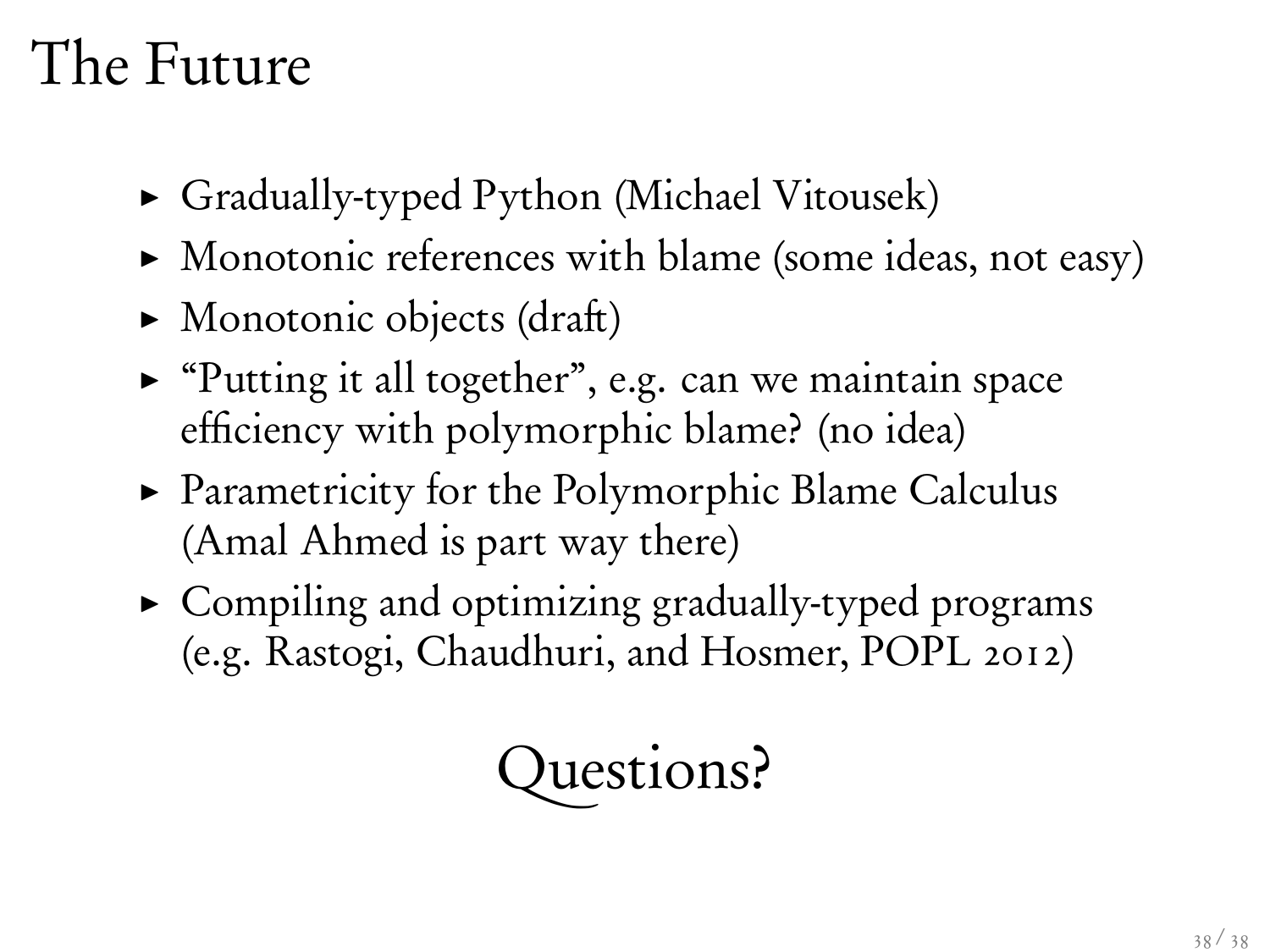# The Future

- Gradually-typed Python (Michael Vitousek)
- Monotonic references with blame (some ideas, not easy)
- Monotonic objects (draft)
- "Putting it all together", e.g. can we maintain space efficiency with polymorphic blame? (no idea)
- Parametricity for the Polymorphic Blame Calculus (Amal Ahmed is part way there)
- Compiling and optimizing gradually-typed programs (e.g. Rastogi, Chaudhuri, and Hosmer, POPL 2012)

Questions?